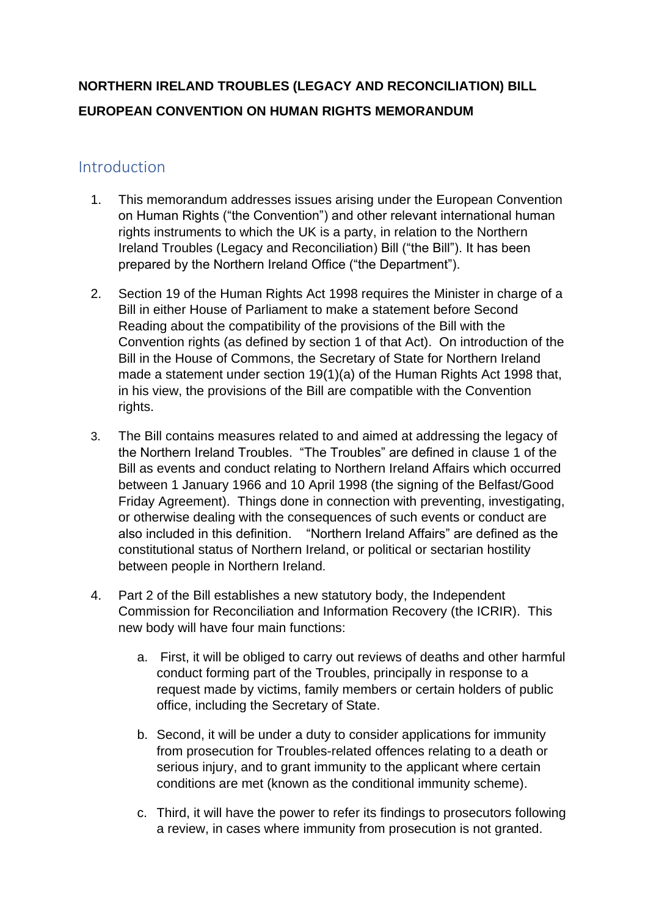**NORTHERN IRELAND TROUBLES (LEGACY AND RECONCILIATION) BILL**

**EUROPEAN CONVENTION ON HUMAN RIGHTS MEMORANDUM**

## Introduction

1. This memorandum addresses issues arising under the European Convention on Human Rights ("the Convention") and other relevant international human rights instruments to which the UK is a party, in relation to the Northern Ireland Troubles (Legacy and Reconciliation) Bill ("the Bill"). It has been prepared by the Northern Ireland Office ("the Department").

2. Section 19 of the Human Rights Act 1998 requires the Minister in charge of a Bill in either House of Parliament to make a statement before Second Reading about the compatibility of the provisions of the Bill with the Convention rights (as defined by section 1 of that Act). On introduction of the Bill in the House of Commons, the Secretary of State for Northern Ireland made a statement under section 19(1)(a) of the Human Rights Act 1998 that, in his view, the provisions of the Bill are compatible with the Convention rights.

3. The Bill contains measures related to and aimed at addressing the legacy of the Northern Ireland Troubles. "The Troubles" are defined in clause 1 of the Bill as events and conduct relating to Northern Ireland Affairs which occurred between 1 January 1966 and 10 April 1998 (the signing of the Belfast/Good Friday Agreement). Things done in connection with preventing, investigating, or otherwise dealing with the consequences of such events or conduct are also included in this definition. "Northern Ireland Affairs" are defined as the constitutional status of Northern Ireland, or political or sectarian hostility between people in Northern Ireland.

4. Part 2 of the Bill establishes a new statutory body, the Independent Commission for Reconciliation and Information Recovery (the ICRIR). This new body will have four main functions:

    a. First, it will be obliged to carry out reviews of deaths and other harmful conduct forming part of the Troubles, principally in response to a request made by victims, family members or certain holders of public office, including the Secretary of State.

    b. Second, it will be under a duty to consider applications for immunity from prosecution for Troubles-related offences relating to a death or serious injury, and to grant immunity to the applicant where certain conditions are met (known as the conditional immunity scheme).

    c. Third, it will have the power to refer its findings to prosecutors following a review, in cases where immunity from prosecution is not granted.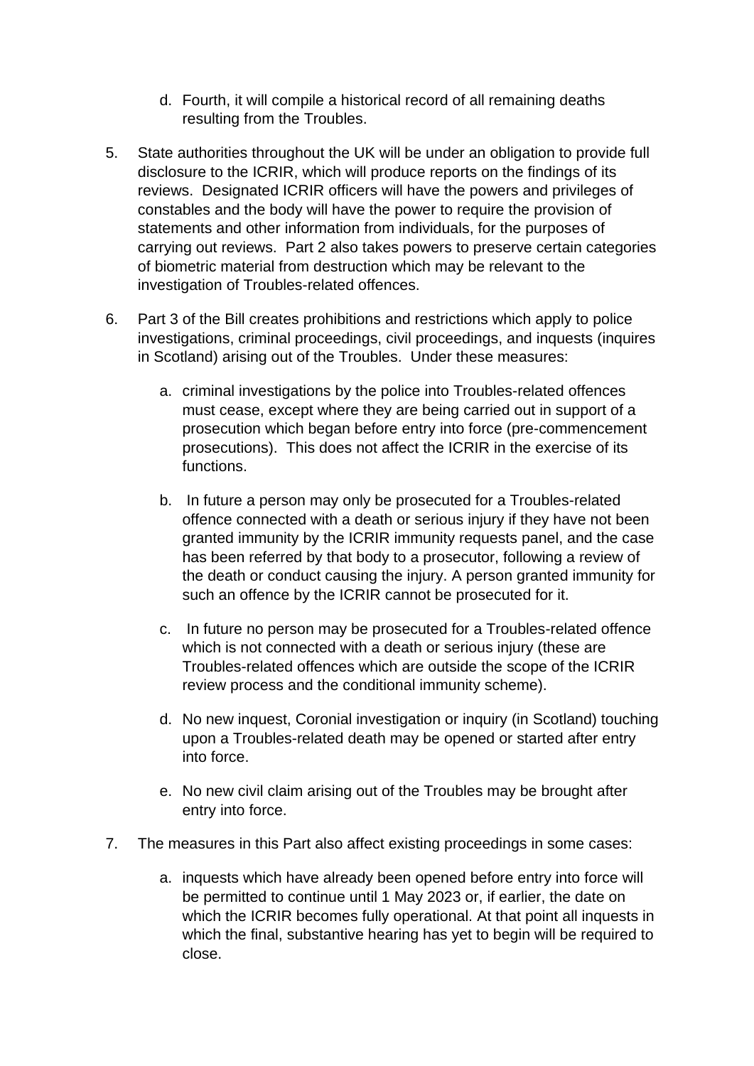d. Fourth, it will compile a historical record of all remaining deaths resulting from the Troubles.

5. State authorities throughout the UK will be under an obligation to provide full disclosure to the ICRIR, which will produce reports on the findings of its reviews. Designated ICRIR officers will have the powers and privileges of constables and the body will have the power to require the provision of statements and other information from individuals, for the purposes of carrying out reviews. Part 2 also takes powers to preserve certain categories of biometric material from destruction which may be relevant to the investigation of Troubles-related offences.

6. Part 3 of the Bill creates prohibitions and restrictions which apply to police investigations, criminal proceedings, civil proceedings, and inquests (inquires in Scotland) arising out of the Troubles. Under these measures:

   a. criminal investigations by the police into Troubles-related offences must cease, except where they are being carried out in support of a prosecution which began before entry into force (pre-commencement prosecutions). This does not affect the ICRIR in the exercise of its functions.

   b. In future a person may only be prosecuted for a Troubles-related offence connected with a death or serious injury if they have not been granted immunity by the ICRIR immunity requests panel, and the case has been referred by that body to a prosecutor, following a review of the death or conduct causing the injury. A person granted immunity for such an offence by the ICRIR cannot be prosecuted for it.

   c. In future no person may be prosecuted for a Troubles-related offence which is not connected with a death or serious injury (these are Troubles-related offences which are outside the scope of the ICRIR review process and the conditional immunity scheme).

   d. No new inquest, Coronial investigation or inquiry (in Scotland) touching upon a Troubles-related death may be opened or started after entry into force.

   e. No new civil claim arising out of the Troubles may be brought after entry into force.

7. The measures in this Part also affect existing proceedings in some cases:

   a. inquests which have already been opened before entry into force will be permitted to continue until 1 May 2023 or, if earlier, the date on which the ICRIR becomes fully operational. At that point all inquests in which the final, substantive hearing has yet to begin will be required to close.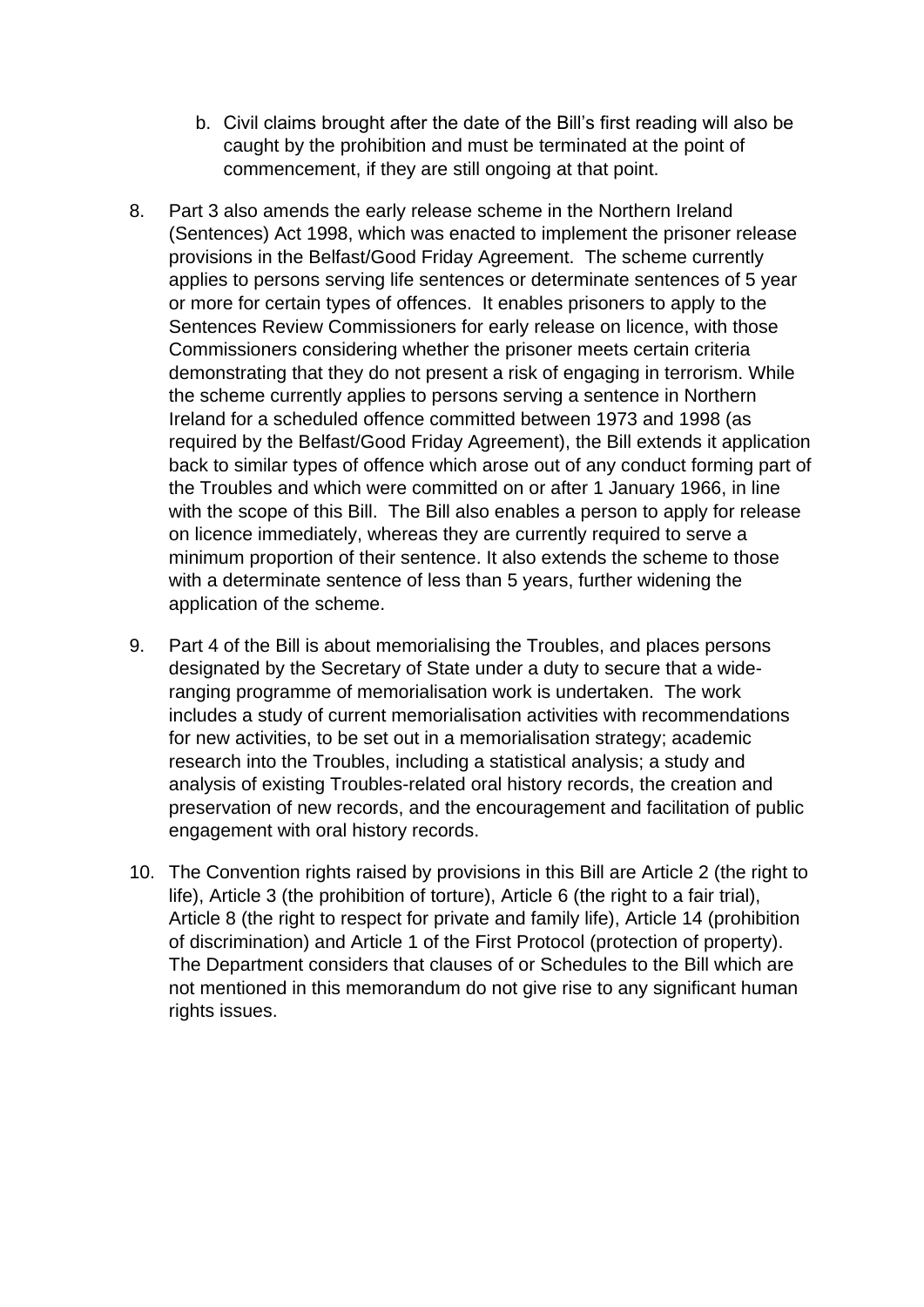b. Civil claims brought after the date of the Bill's first reading will also be caught by the prohibition and must be terminated at the point of commencement, if they are still ongoing at that point.

8. Part 3 also amends the early release scheme in the Northern Ireland (Sentences) Act 1998, which was enacted to implement the prisoner release provisions in the Belfast/Good Friday Agreement. The scheme currently applies to persons serving life sentences or determinate sentences of 5 year or more for certain types of offences. It enables prisoners to apply to the Sentences Review Commissioners for early release on licence, with those Commissioners considering whether the prisoner meets certain criteria demonstrating that they do not present a risk of engaging in terrorism. While the scheme currently applies to persons serving a sentence in Northern Ireland for a scheduled offence committed between 1973 and 1998 (as required by the Belfast/Good Friday Agreement), the Bill extends it application back to similar types of offence which arose out of any conduct forming part of the Troubles and which were committed on or after 1 January 1966, in line with the scope of this Bill. The Bill also enables a person to apply for release on licence immediately, whereas they are currently required to serve a minimum proportion of their sentence. It also extends the scheme to those with a determinate sentence of less than 5 years, further widening the application of the scheme.

9. Part 4 of the Bill is about memorialising the Troubles, and places persons designated by the Secretary of State under a duty to secure that a wide-ranging programme of memorialisation work is undertaken. The work includes a study of current memorialisation activities with recommendations for new activities, to be set out in a memorialisation strategy; academic research into the Troubles, including a statistical analysis; a study and analysis of existing Troubles-related oral history records, the creation and preservation of new records, and the encouragement and facilitation of public engagement with oral history records.

10. The Convention rights raised by provisions in this Bill are Article 2 (the right to life), Article 3 (the prohibition of torture), Article 6 (the right to a fair trial), Article 8 (the right to respect for private and family life), Article 14 (prohibition of discrimination) and Article 1 of the First Protocol (protection of property). The Department considers that clauses of or Schedules to the Bill which are not mentioned in this memorandum do not give rise to any significant human rights issues.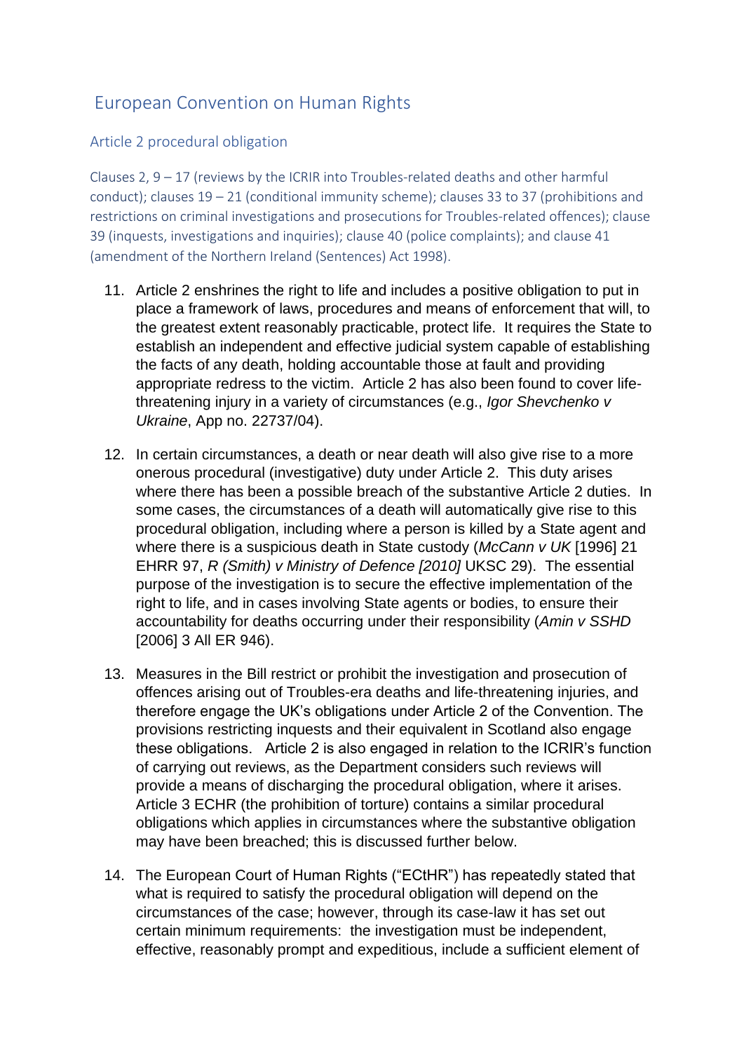# European Convention on Human Rights

## Article 2 procedural obligation

### Clauses 2, 9 – 17 (reviews by the ICRIR into Troubles-related deaths and other harmful conduct); clauses 19 – 21 (conditional immunity scheme); clauses 33 to 37 (prohibitions and restrictions on criminal investigations and prosecutions for Troubles-related offences); clause 39 (inquests, investigations and inquiries); clause 40 (police complaints); and clause 41 (amendment of the Northern Ireland (Sentences) Act 1998).

11. Article 2 enshrines the right to life and includes a positive obligation to put in place a framework of laws, procedures and means of enforcement that will, to the greatest extent reasonably practicable, protect life. It requires the State to establish an independent and effective judicial system capable of establishing the facts of any death, holding accountable those at fault and providing appropriate redress to the victim. Article 2 has also been found to cover life-threatening injury in a variety of circumstances (e.g., *Igor Shevchenko v Ukraine*, App no. 22737/04).

12. In certain circumstances, a death or near death will also give rise to a more onerous procedural (investigative) duty under Article 2. This duty arises where there has been a possible breach of the substantive Article 2 duties. In some cases, the circumstances of a death will automatically give rise to this procedural obligation, including where a person is killed by a State agent and where there is a suspicious death in State custody (*McCann v UK* [1996] 21 EHRR 97, *R (Smith) v Ministry of Defence [2010]* UKSC 29). The essential purpose of the investigation is to secure the effective implementation of the right to life, and in cases involving State agents or bodies, to ensure their accountability for deaths occurring under their responsibility (*Amin v SSHD* [2006] 3 All ER 946).

13. Measures in the Bill restrict or prohibit the investigation and prosecution of offences arising out of Troubles-era deaths and life-threatening injuries, and therefore engage the UK's obligations under Article 2 of the Convention. The provisions restricting inquests and their equivalent in Scotland also engage these obligations. Article 2 is also engaged in relation to the ICRIR's function of carrying out reviews, as the Department considers such reviews will provide a means of discharging the procedural obligation, where it arises. Article 3 ECHR (the prohibition of torture) contains a similar procedural obligations which applies in circumstances where the substantive obligation may have been breached; this is discussed further below.

14. The European Court of Human Rights ("ECtHR") has repeatedly stated that what is required to satisfy the procedural obligation will depend on the circumstances of the case; however, through its case-law it has set out certain minimum requirements: the investigation must be independent, effective, reasonably prompt and expeditious, include a sufficient element of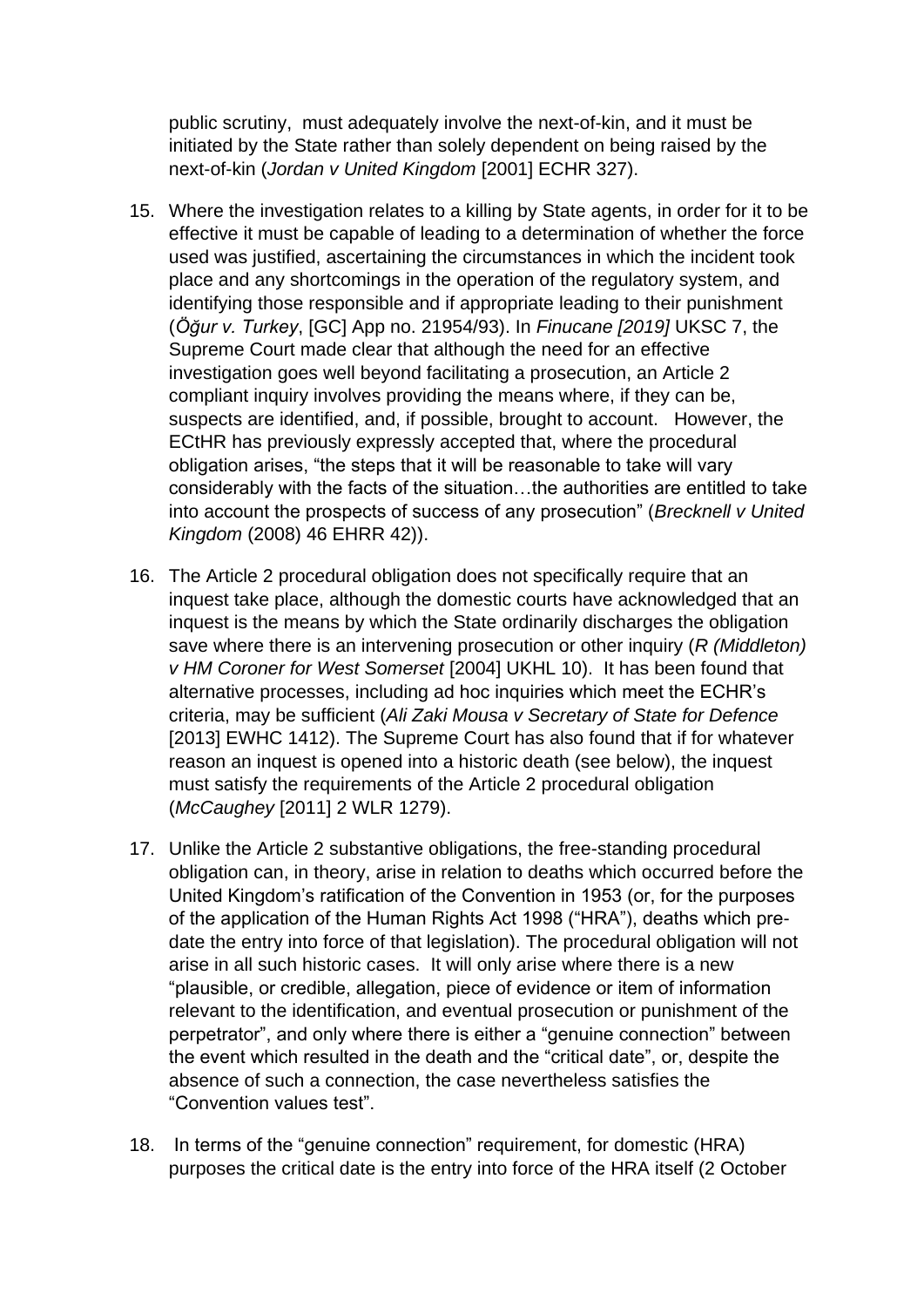public scrutiny,  must adequately involve the next-of-kin, and it must be initiated by the State rather than solely dependent on being raised by the next-of-kin (*Jordan v United Kingdom* [2001] ECHR 327).

15. Where the investigation relates to a killing by State agents, in order for it to be effective it must be capable of leading to a determination of whether the force used was justified, ascertaining the circumstances in which the incident took place and any shortcomings in the operation of the regulatory system, and identifying those responsible and if appropriate leading to their punishment (*Öğur v. Turkey*, [GC] App no. 21954/93). In *Finucane [2019]* UKSC 7, the Supreme Court made clear that although the need for an effective investigation goes well beyond facilitating a prosecution, an Article 2 compliant inquiry involves providing the means where, if they can be, suspects are identified, and, if possible, brought to account.  However, the ECtHR has previously expressly accepted that, where the procedural obligation arises, "the steps that it will be reasonable to take will vary considerably with the facts of the situation…the authorities are entitled to take into account the prospects of success of any prosecution" (*Brecknell v United Kingdom* (2008) 46 EHRR 42)).

16. The Article 2 procedural obligation does not specifically require that an inquest take place, although the domestic courts have acknowledged that an inquest is the means by which the State ordinarily discharges the obligation save where there is an intervening prosecution or other inquiry (*R (Middleton) v HM Coroner for West Somerset* [2004] UKHL 10). It has been found that alternative processes, including ad hoc inquiries which meet the ECHR's criteria, may be sufficient (*Ali Zaki Mousa v Secretary of State for Defence* [2013] EWHC 1412). The Supreme Court has also found that if for whatever reason an inquest is opened into a historic death (see below), the inquest must satisfy the requirements of the Article 2 procedural obligation (*McCaughey* [2011] 2 WLR 1279).

17. Unlike the Article 2 substantive obligations, the free-standing procedural obligation can, in theory, arise in relation to deaths which occurred before the United Kingdom's ratification of the Convention in 1953 (or, for the purposes of the application of the Human Rights Act 1998 ("HRA"), deaths which pre-date the entry into force of that legislation). The procedural obligation will not arise in all such historic cases.  It will only arise where there is a new "plausible, or credible, allegation, piece of evidence or item of information relevant to the identification, and eventual prosecution or punishment of the perpetrator", and only where there is either a "genuine connection" between the event which resulted in the death and the "critical date", or, despite the absence of such a connection, the case nevertheless satisfies the "Convention values test".

18.  In terms of the "genuine connection" requirement, for domestic (HRA) purposes the critical date is the entry into force of the HRA itself (2 October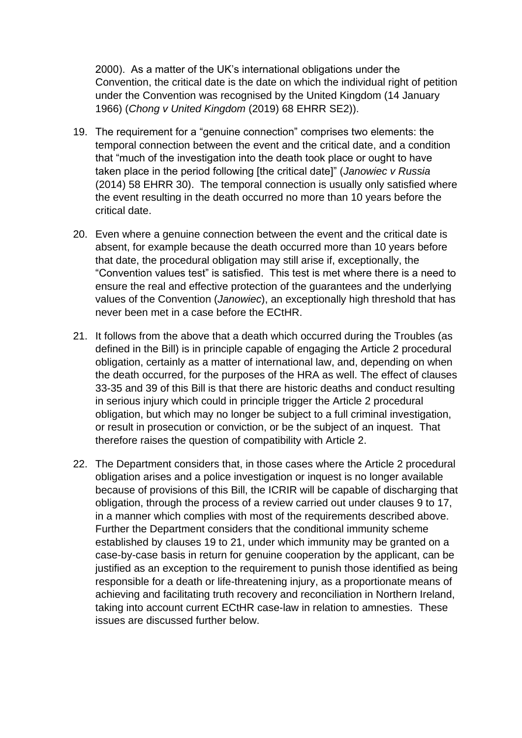2000). As a matter of the UK's international obligations under the Convention, the critical date is the date on which the individual right of petition under the Convention was recognised by the United Kingdom (14 January 1966) (*Chong v United Kingdom* (2019) 68 EHRR SE2)).

19. The requirement for a "genuine connection" comprises two elements: the temporal connection between the event and the critical date, and a condition that "much of the investigation into the death took place or ought to have taken place in the period following [the critical date]" (*Janowiec v Russia* (2014) 58 EHRR 30). The temporal connection is usually only satisfied where the event resulting in the death occurred no more than 10 years before the critical date.

20. Even where a genuine connection between the event and the critical date is absent, for example because the death occurred more than 10 years before that date, the procedural obligation may still arise if, exceptionally, the "Convention values test" is satisfied. This test is met where there is a need to ensure the real and effective protection of the guarantees and the underlying values of the Convention (*Janowiec*), an exceptionally high threshold that has never been met in a case before the ECtHR.

21. It follows from the above that a death which occurred during the Troubles (as defined in the Bill) is in principle capable of engaging the Article 2 procedural obligation, certainly as a matter of international law, and, depending on when the death occurred, for the purposes of the HRA as well. The effect of clauses 33-35 and 39 of this Bill is that there are historic deaths and conduct resulting in serious injury which could in principle trigger the Article 2 procedural obligation, but which may no longer be subject to a full criminal investigation, or result in prosecution or conviction, or be the subject of an inquest. That therefore raises the question of compatibility with Article 2.

22. The Department considers that, in those cases where the Article 2 procedural obligation arises and a police investigation or inquest is no longer available because of provisions of this Bill, the ICRIR will be capable of discharging that obligation, through the process of a review carried out under clauses 9 to 17, in a manner which complies with most of the requirements described above. Further the Department considers that the conditional immunity scheme established by clauses 19 to 21, under which immunity may be granted on a case-by-case basis in return for genuine cooperation by the applicant, can be justified as an exception to the requirement to punish those identified as being responsible for a death or life-threatening injury, as a proportionate means of achieving and facilitating truth recovery and reconciliation in Northern Ireland, taking into account current ECtHR case-law in relation to amnesties. These issues are discussed further below.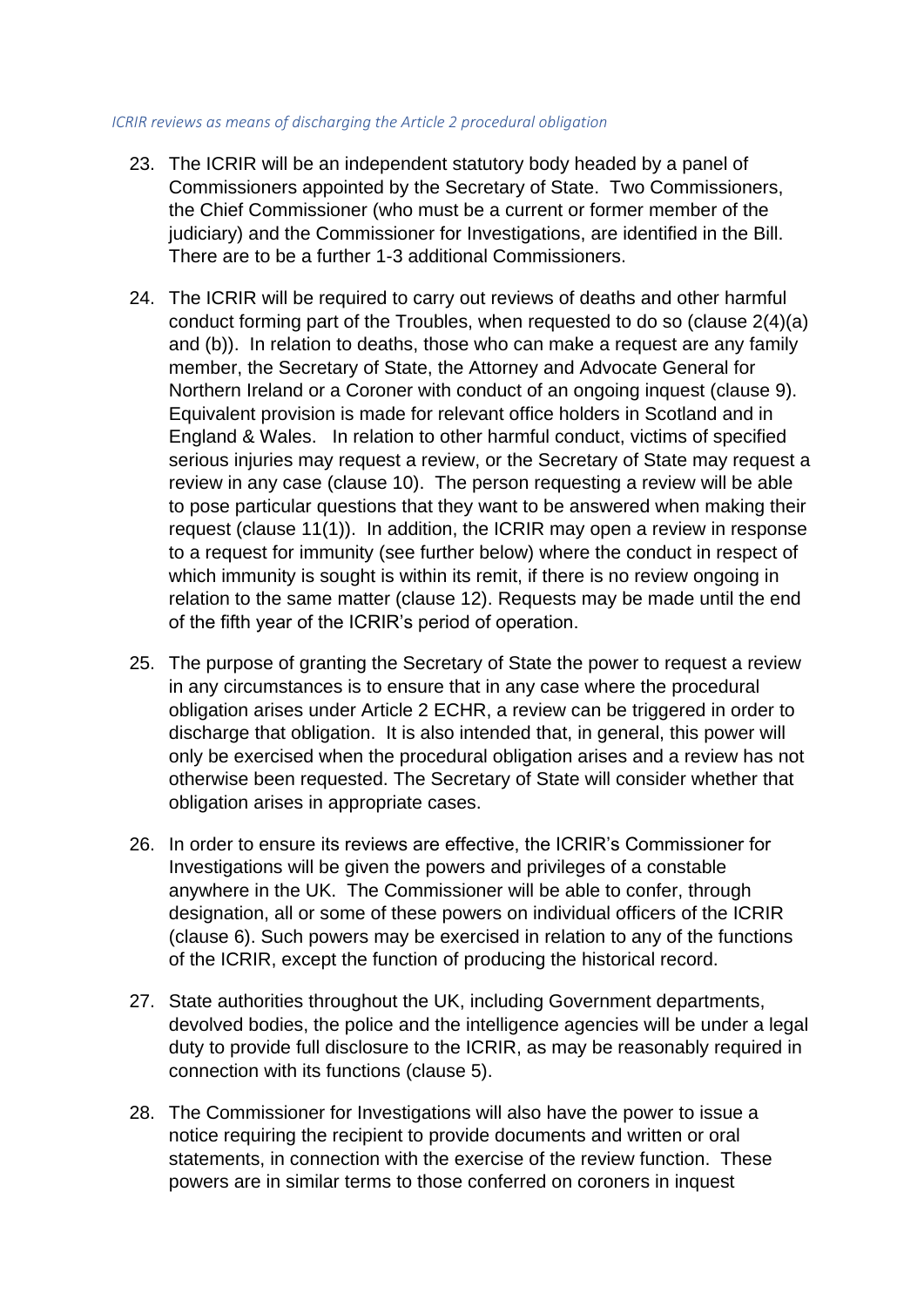*ICRIR reviews as means of discharging the Article 2 procedural obligation*

23. The ICRIR will be an independent statutory body headed by a panel of Commissioners appointed by the Secretary of State. Two Commissioners, the Chief Commissioner (who must be a current or former member of the judiciary) and the Commissioner for Investigations, are identified in the Bill. There are to be a further 1-3 additional Commissioners.

24. The ICRIR will be required to carry out reviews of deaths and other harmful conduct forming part of the Troubles, when requested to do so (clause 2(4)(a) and (b)). In relation to deaths, those who can make a request are any family member, the Secretary of State, the Attorney and Advocate General for Northern Ireland or a Coroner with conduct of an ongoing inquest (clause 9). Equivalent provision is made for relevant office holders in Scotland and in England & Wales. In relation to other harmful conduct, victims of specified serious injuries may request a review, or the Secretary of State may request a review in any case (clause 10). The person requesting a review will be able to pose particular questions that they want to be answered when making their request (clause 11(1)). In addition, the ICRIR may open a review in response to a request for immunity (see further below) where the conduct in respect of which immunity is sought is within its remit, if there is no review ongoing in relation to the same matter (clause 12). Requests may be made until the end of the fifth year of the ICRIR's period of operation.

25. The purpose of granting the Secretary of State the power to request a review in any circumstances is to ensure that in any case where the procedural obligation arises under Article 2 ECHR, a review can be triggered in order to discharge that obligation. It is also intended that, in general, this power will only be exercised when the procedural obligation arises and a review has not otherwise been requested. The Secretary of State will consider whether that obligation arises in appropriate cases.

26. In order to ensure its reviews are effective, the ICRIR's Commissioner for Investigations will be given the powers and privileges of a constable anywhere in the UK. The Commissioner will be able to confer, through designation, all or some of these powers on individual officers of the ICRIR (clause 6). Such powers may be exercised in relation to any of the functions of the ICRIR, except the function of producing the historical record.

27. State authorities throughout the UK, including Government departments, devolved bodies, the police and the intelligence agencies will be under a legal duty to provide full disclosure to the ICRIR, as may be reasonably required in connection with its functions (clause 5).

28. The Commissioner for Investigations will also have the power to issue a notice requiring the recipient to provide documents and written or oral statements, in connection with the exercise of the review function. These powers are in similar terms to those conferred on coroners in inquest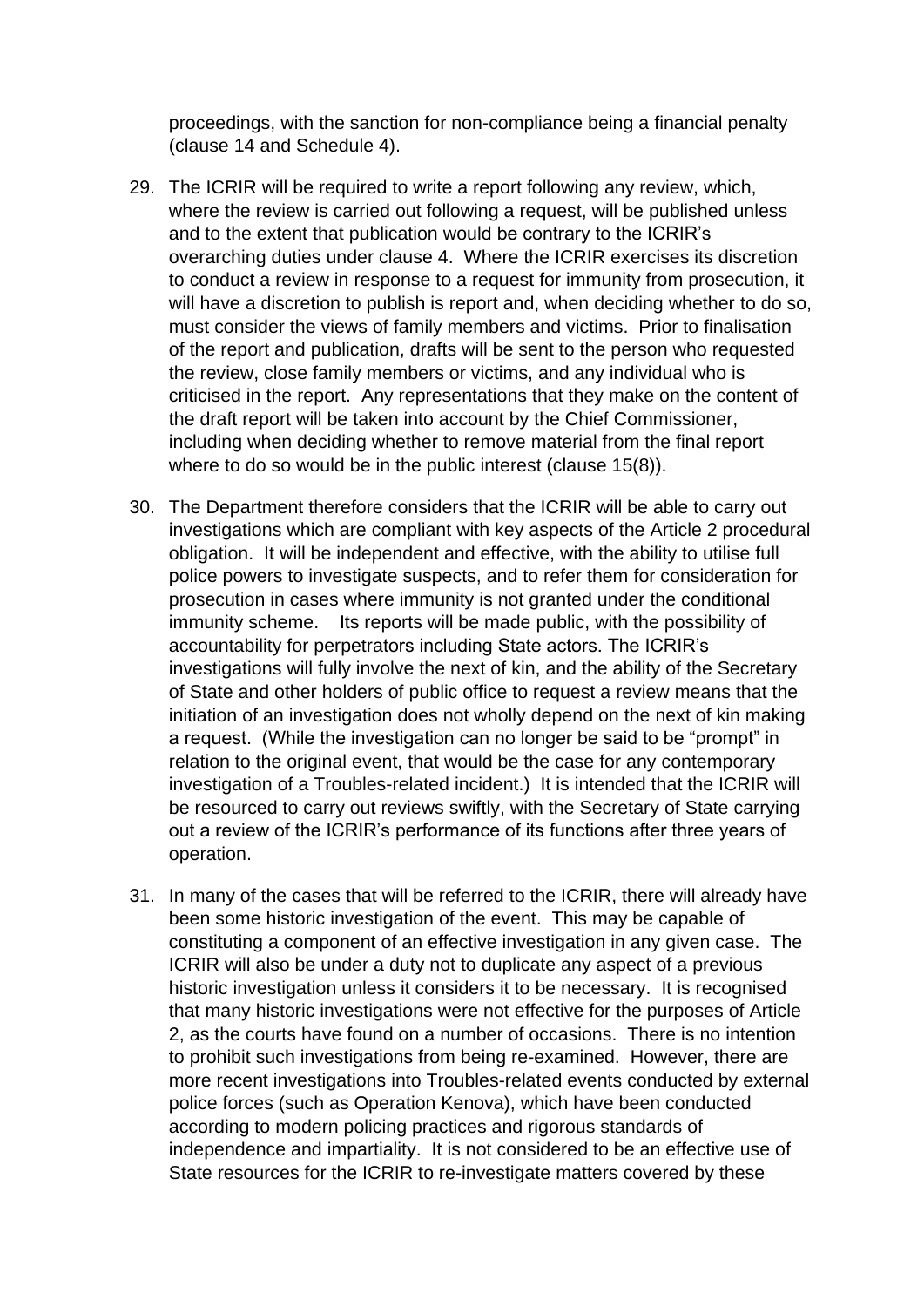proceedings, with the sanction for non-compliance being a financial penalty (clause 14 and Schedule 4).

29. The ICRIR will be required to write a report following any review, which, where the review is carried out following a request, will be published unless and to the extent that publication would be contrary to the ICRIR's overarching duties under clause 4. Where the ICRIR exercises its discretion to conduct a review in response to a request for immunity from prosecution, it will have a discretion to publish is report and, when deciding whether to do so, must consider the views of family members and victims. Prior to finalisation of the report and publication, drafts will be sent to the person who requested the review, close family members or victims, and any individual who is criticised in the report. Any representations that they make on the content of the draft report will be taken into account by the Chief Commissioner, including when deciding whether to remove material from the final report where to do so would be in the public interest (clause 15(8)).

30. The Department therefore considers that the ICRIR will be able to carry out investigations which are compliant with key aspects of the Article 2 procedural obligation. It will be independent and effective, with the ability to utilise full police powers to investigate suspects, and to refer them for consideration for prosecution in cases where immunity is not granted under the conditional immunity scheme. Its reports will be made public, with the possibility of accountability for perpetrators including State actors. The ICRIR's investigations will fully involve the next of kin, and the ability of the Secretary of State and other holders of public office to request a review means that the initiation of an investigation does not wholly depend on the next of kin making a request. (While the investigation can no longer be said to be "prompt" in relation to the original event, that would be the case for any contemporary investigation of a Troubles-related incident.) It is intended that the ICRIR will be resourced to carry out reviews swiftly, with the Secretary of State carrying out a review of the ICRIR's performance of its functions after three years of operation.

31. In many of the cases that will be referred to the ICRIR, there will already have been some historic investigation of the event. This may be capable of constituting a component of an effective investigation in any given case. The ICRIR will also be under a duty not to duplicate any aspect of a previous historic investigation unless it considers it to be necessary. It is recognised that many historic investigations were not effective for the purposes of Article 2, as the courts have found on a number of occasions. There is no intention to prohibit such investigations from being re-examined. However, there are more recent investigations into Troubles-related events conducted by external police forces (such as Operation Kenova), which have been conducted according to modern policing practices and rigorous standards of independence and impartiality. It is not considered to be an effective use of State resources for the ICRIR to re-investigate matters covered by these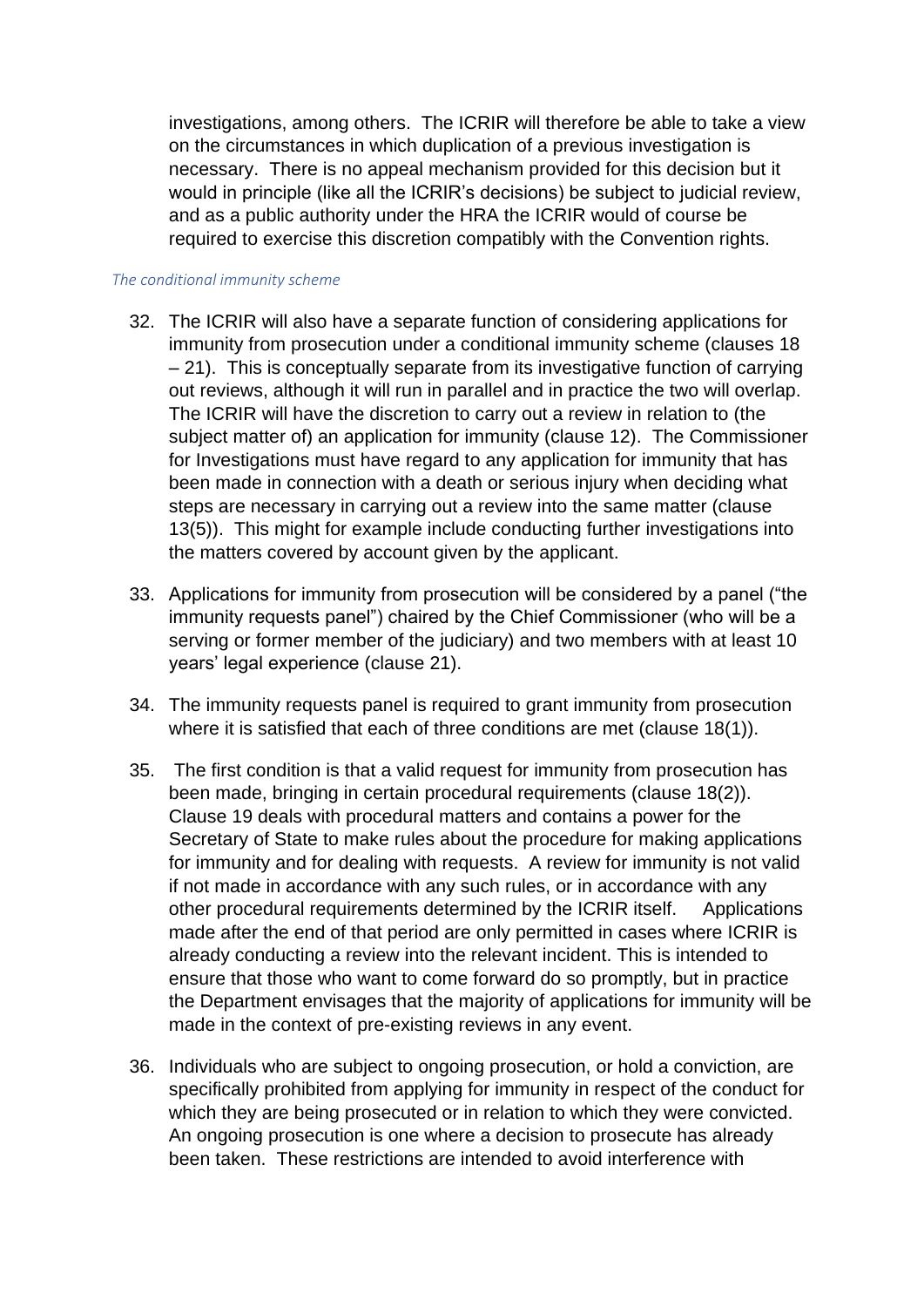investigations, among others. The ICRIR will therefore be able to take a view on the circumstances in which duplication of a previous investigation is necessary. There is no appeal mechanism provided for this decision but it would in principle (like all the ICRIR's decisions) be subject to judicial review, and as a public authority under the HRA the ICRIR would of course be required to exercise this discretion compatibly with the Convention rights.

*The conditional immunity scheme*

32. The ICRIR will also have a separate function of considering applications for immunity from prosecution under a conditional immunity scheme (clauses 18 – 21). This is conceptually separate from its investigative function of carrying out reviews, although it will run in parallel and in practice the two will overlap. The ICRIR will have the discretion to carry out a review in relation to (the subject matter of) an application for immunity (clause 12). The Commissioner for Investigations must have regard to any application for immunity that has been made in connection with a death or serious injury when deciding what steps are necessary in carrying out a review into the same matter (clause 13(5)). This might for example include conducting further investigations into the matters covered by account given by the applicant.

33. Applications for immunity from prosecution will be considered by a panel ("the immunity requests panel") chaired by the Chief Commissioner (who will be a serving or former member of the judiciary) and two members with at least 10 years' legal experience (clause 21).

34. The immunity requests panel is required to grant immunity from prosecution where it is satisfied that each of three conditions are met (clause 18(1)).

35. The first condition is that a valid request for immunity from prosecution has been made, bringing in certain procedural requirements (clause 18(2)). Clause 19 deals with procedural matters and contains a power for the Secretary of State to make rules about the procedure for making applications for immunity and for dealing with requests. A review for immunity is not valid if not made in accordance with any such rules, or in accordance with any other procedural requirements determined by the ICRIR itself. Applications made after the end of that period are only permitted in cases where ICRIR is already conducting a review into the relevant incident. This is intended to ensure that those who want to come forward do so promptly, but in practice the Department envisages that the majority of applications for immunity will be made in the context of pre-existing reviews in any event.

36. Individuals who are subject to ongoing prosecution, or hold a conviction, are specifically prohibited from applying for immunity in respect of the conduct for which they are being prosecuted or in relation to which they were convicted. An ongoing prosecution is one where a decision to prosecute has already been taken. These restrictions are intended to avoid interference with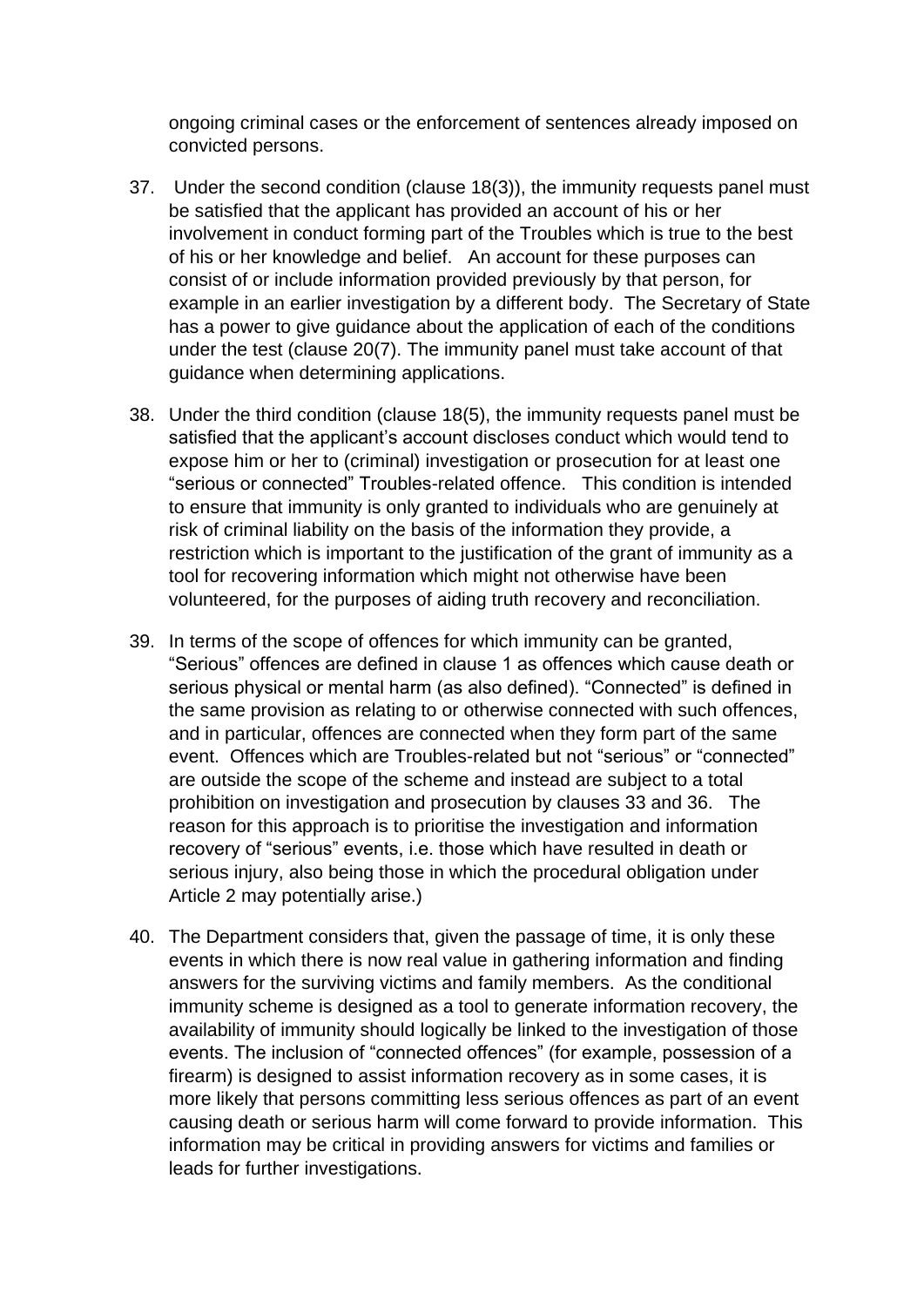ongoing criminal cases or the enforcement of sentences already imposed on convicted persons.

37. Under the second condition (clause 18(3)), the immunity requests panel must be satisfied that the applicant has provided an account of his or her involvement in conduct forming part of the Troubles which is true to the best of his or her knowledge and belief. An account for these purposes can consist of or include information provided previously by that person, for example in an earlier investigation by a different body. The Secretary of State has a power to give guidance about the application of each of the conditions under the test (clause 20(7). The immunity panel must take account of that guidance when determining applications.

38. Under the third condition (clause 18(5), the immunity requests panel must be satisfied that the applicant's account discloses conduct which would tend to expose him or her to (criminal) investigation or prosecution for at least one "serious or connected" Troubles-related offence. This condition is intended to ensure that immunity is only granted to individuals who are genuinely at risk of criminal liability on the basis of the information they provide, a restriction which is important to the justification of the grant of immunity as a tool for recovering information which might not otherwise have been volunteered, for the purposes of aiding truth recovery and reconciliation.

39. In terms of the scope of offences for which immunity can be granted, "Serious" offences are defined in clause 1 as offences which cause death or serious physical or mental harm (as also defined). "Connected" is defined in the same provision as relating to or otherwise connected with such offences, and in particular, offences are connected when they form part of the same event. Offences which are Troubles-related but not "serious" or "connected" are outside the scope of the scheme and instead are subject to a total prohibition on investigation and prosecution by clauses 33 and 36. The reason for this approach is to prioritise the investigation and information recovery of "serious" events, i.e. those which have resulted in death or serious injury, also being those in which the procedural obligation under Article 2 may potentially arise.)

40. The Department considers that, given the passage of time, it is only these events in which there is now real value in gathering information and finding answers for the surviving victims and family members. As the conditional immunity scheme is designed as a tool to generate information recovery, the availability of immunity should logically be linked to the investigation of those events. The inclusion of "connected offences" (for example, possession of a firearm) is designed to assist information recovery as in some cases, it is more likely that persons committing less serious offences as part of an event causing death or serious harm will come forward to provide information. This information may be critical in providing answers for victims and families or leads for further investigations.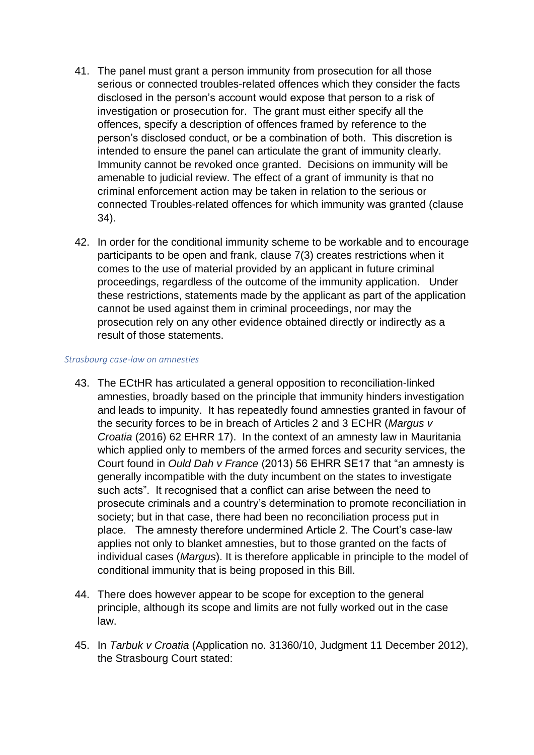41. The panel must grant a person immunity from prosecution for all those serious or connected troubles-related offences which they consider the facts disclosed in the person's account would expose that person to a risk of investigation or prosecution for. The grant must either specify all the offences, specify a description of offences framed by reference to the person's disclosed conduct, or be a combination of both. This discretion is intended to ensure the panel can articulate the grant of immunity clearly. Immunity cannot be revoked once granted. Decisions on immunity will be amenable to judicial review. The effect of a grant of immunity is that no criminal enforcement action may be taken in relation to the serious or connected Troubles-related offences for which immunity was granted (clause 34).

42. In order for the conditional immunity scheme to be workable and to encourage participants to be open and frank, clause 7(3) creates restrictions when it comes to the use of material provided by an applicant in future criminal proceedings, regardless of the outcome of the immunity application. Under these restrictions, statements made by the applicant as part of the application cannot be used against them in criminal proceedings, nor may the prosecution rely on any other evidence obtained directly or indirectly as a result of those statements.

*Strasbourg case-law on amnesties*

43. The ECtHR has articulated a general opposition to reconciliation-linked amnesties, broadly based on the principle that immunity hinders investigation and leads to impunity. It has repeatedly found amnesties granted in favour of the security forces to be in breach of Articles 2 and 3 ECHR (*Margus v Croatia* (2016) 62 EHRR 17). In the context of an amnesty law in Mauritania which applied only to members of the armed forces and security services, the Court found in *Ould Dah v France* (2013) 56 EHRR SE17 that "an amnesty is generally incompatible with the duty incumbent on the states to investigate such acts". It recognised that a conflict can arise between the need to prosecute criminals and a country's determination to promote reconciliation in society; but in that case, there had been no reconciliation process put in place. The amnesty therefore undermined Article 2. The Court's case-law applies not only to blanket amnesties, but to those granted on the facts of individual cases (*Margus*). It is therefore applicable in principle to the model of conditional immunity that is being proposed in this Bill.

44. There does however appear to be scope for exception to the general principle, although its scope and limits are not fully worked out in the case law.

45. In *Tarbuk v Croatia* (Application no. 31360/10, Judgment 11 December 2012), the Strasbourg Court stated: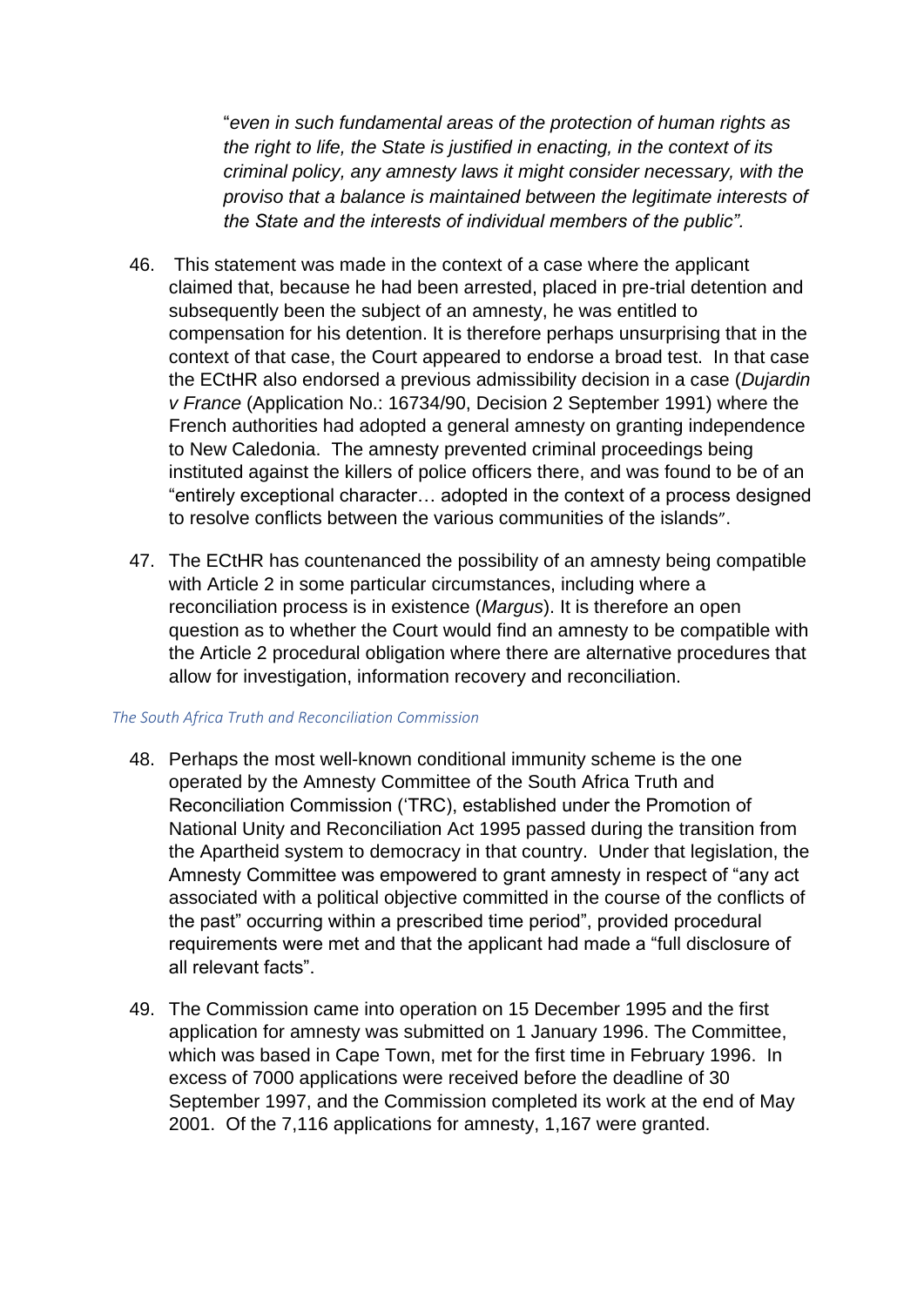"*even in such fundamental areas of the protection of human rights as the right to life, the State is justified in enacting, in the context of its criminal policy, any amnesty laws it might consider necessary, with the proviso that a balance is maintained between the legitimate interests of the State and the interests of individual members of the public".*

46. This statement was made in the context of a case where the applicant claimed that, because he had been arrested, placed in pre-trial detention and subsequently been the subject of an amnesty, he was entitled to compensation for his detention. It is therefore perhaps unsurprising that in the context of that case, the Court appeared to endorse a broad test. In that case the ECtHR also endorsed a previous admissibility decision in a case (*Dujardin v France* (Application No.: 16734/90, Decision 2 September 1991) where the French authorities had adopted a general amnesty on granting independence to New Caledonia. The amnesty prevented criminal proceedings being instituted against the killers of police officers there, and was found to be of an "entirely exceptional character… adopted in the context of a process designed to resolve conflicts between the various communities of the islands".

47. The ECtHR has countenanced the possibility of an amnesty being compatible with Article 2 in some particular circumstances, including where a reconciliation process is in existence (*Margus*). It is therefore an open question as to whether the Court would find an amnesty to be compatible with the Article 2 procedural obligation where there are alternative procedures that allow for investigation, information recovery and reconciliation.

*The South Africa Truth and Reconciliation Commission*

48. Perhaps the most well-known conditional immunity scheme is the one operated by the Amnesty Committee of the South Africa Truth and Reconciliation Commission ('TRC), established under the Promotion of National Unity and Reconciliation Act 1995 passed during the transition from the Apartheid system to democracy in that country. Under that legislation, the Amnesty Committee was empowered to grant amnesty in respect of "any act associated with a political objective committed in the course of the conflicts of the past" occurring within a prescribed time period", provided procedural requirements were met and that the applicant had made a "full disclosure of all relevant facts".

49. The Commission came into operation on 15 December 1995 and the first application for amnesty was submitted on 1 January 1996. The Committee, which was based in Cape Town, met for the first time in February 1996. In excess of 7000 applications were received before the deadline of 30 September 1997, and the Commission completed its work at the end of May 2001. Of the 7,116 applications for amnesty, 1,167 were granted.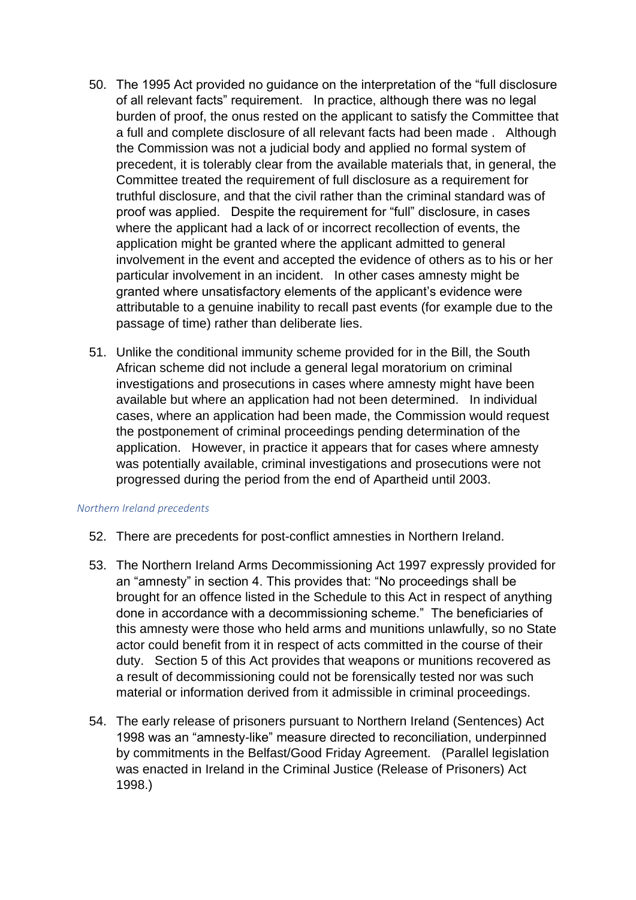50. The 1995 Act provided no guidance on the interpretation of the "full disclosure of all relevant facts" requirement. In practice, although there was no legal burden of proof, the onus rested on the applicant to satisfy the Committee that a full and complete disclosure of all relevant facts had been made . Although the Commission was not a judicial body and applied no formal system of precedent, it is tolerably clear from the available materials that, in general, the Committee treated the requirement of full disclosure as a requirement for truthful disclosure, and that the civil rather than the criminal standard was of proof was applied. Despite the requirement for "full" disclosure, in cases where the applicant had a lack of or incorrect recollection of events, the application might be granted where the applicant admitted to general involvement in the event and accepted the evidence of others as to his or her particular involvement in an incident. In other cases amnesty might be granted where unsatisfactory elements of the applicant's evidence were attributable to a genuine inability to recall past events (for example due to the passage of time) rather than deliberate lies.

51. Unlike the conditional immunity scheme provided for in the Bill, the South African scheme did not include a general legal moratorium on criminal investigations and prosecutions in cases where amnesty might have been available but where an application had not been determined. In individual cases, where an application had been made, the Commission would request the postponement of criminal proceedings pending determination of the application. However, in practice it appears that for cases where amnesty was potentially available, criminal investigations and prosecutions were not progressed during the period from the end of Apartheid until 2003.

*Northern Ireland precedents*

52. There are precedents for post-conflict amnesties in Northern Ireland.

53. The Northern Ireland Arms Decommissioning Act 1997 expressly provided for an "amnesty" in section 4. This provides that: "No proceedings shall be brought for an offence listed in the Schedule to this Act in respect of anything done in accordance with a decommissioning scheme." The beneficiaries of this amnesty were those who held arms and munitions unlawfully, so no State actor could benefit from it in respect of acts committed in the course of their duty. Section 5 of this Act provides that weapons or munitions recovered as a result of decommissioning could not be forensically tested nor was such material or information derived from it admissible in criminal proceedings.

54. The early release of prisoners pursuant to Northern Ireland (Sentences) Act 1998 was an "amnesty-like" measure directed to reconciliation, underpinned by commitments in the Belfast/Good Friday Agreement. (Parallel legislation was enacted in Ireland in the Criminal Justice (Release of Prisoners) Act 1998.)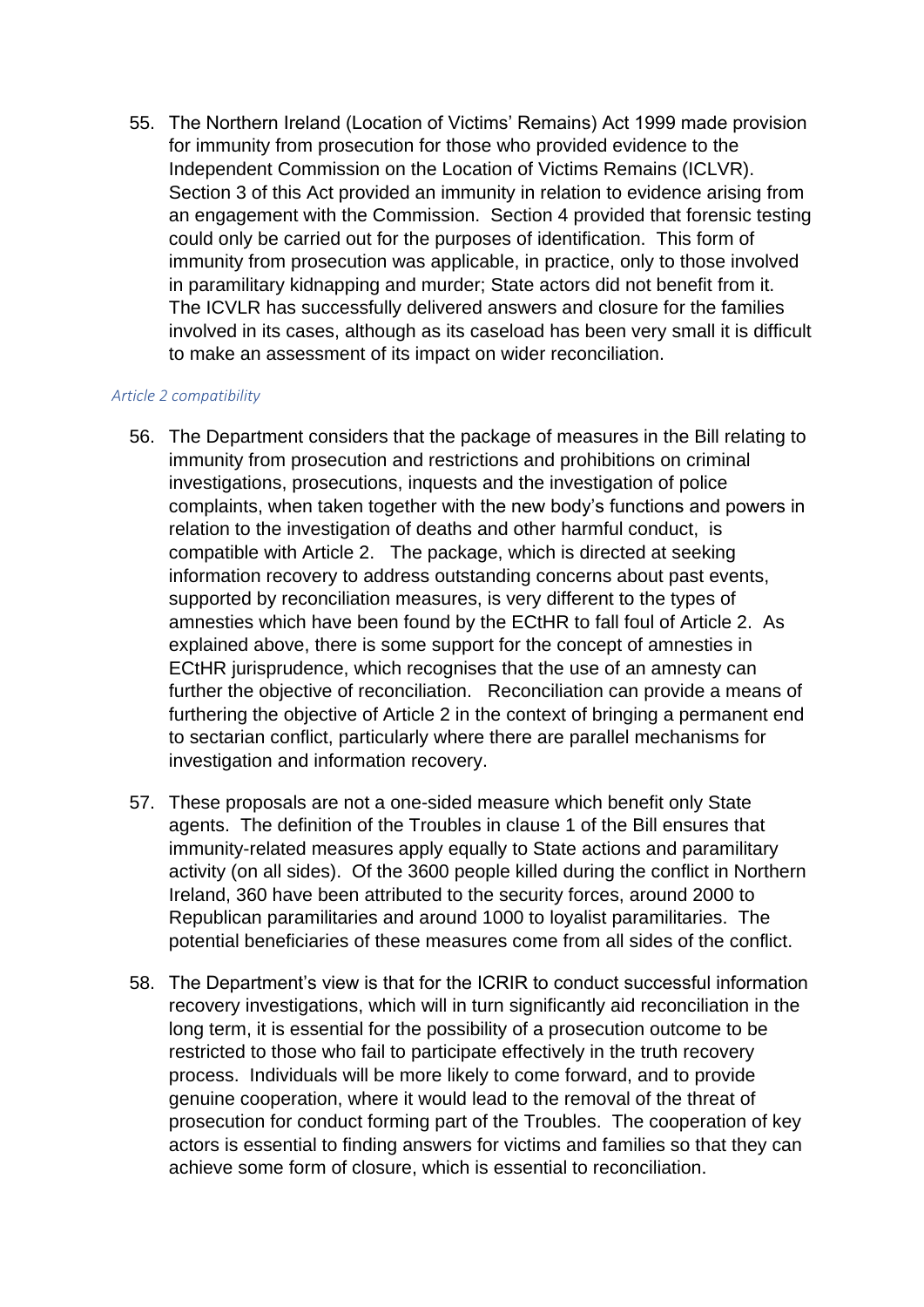55. The Northern Ireland (Location of Victims' Remains) Act 1999 made provision for immunity from prosecution for those who provided evidence to the Independent Commission on the Location of Victims Remains (ICLVR). Section 3 of this Act provided an immunity in relation to evidence arising from an engagement with the Commission. Section 4 provided that forensic testing could only be carried out for the purposes of identification. This form of immunity from prosecution was applicable, in practice, only to those involved in paramilitary kidnapping and murder; State actors did not benefit from it. The ICVLR has successfully delivered answers and closure for the families involved in its cases, although as its caseload has been very small it is difficult to make an assessment of its impact on wider reconciliation.

*Article 2 compatibility*

56. The Department considers that the package of measures in the Bill relating to immunity from prosecution and restrictions and prohibitions on criminal investigations, prosecutions, inquests and the investigation of police complaints, when taken together with the new body's functions and powers in relation to the investigation of deaths and other harmful conduct, is compatible with Article 2. The package, which is directed at seeking information recovery to address outstanding concerns about past events, supported by reconciliation measures, is very different to the types of amnesties which have been found by the ECtHR to fall foul of Article 2. As explained above, there is some support for the concept of amnesties in ECtHR jurisprudence, which recognises that the use of an amnesty can further the objective of reconciliation. Reconciliation can provide a means of furthering the objective of Article 2 in the context of bringing a permanent end to sectarian conflict, particularly where there are parallel mechanisms for investigation and information recovery.

57. These proposals are not a one-sided measure which benefit only State agents. The definition of the Troubles in clause 1 of the Bill ensures that immunity-related measures apply equally to State actions and paramilitary activity (on all sides). Of the 3600 people killed during the conflict in Northern Ireland, 360 have been attributed to the security forces, around 2000 to Republican paramilitaries and around 1000 to loyalist paramilitaries. The potential beneficiaries of these measures come from all sides of the conflict.

58. The Department's view is that for the ICRIR to conduct successful information recovery investigations, which will in turn significantly aid reconciliation in the long term, it is essential for the possibility of a prosecution outcome to be restricted to those who fail to participate effectively in the truth recovery process. Individuals will be more likely to come forward, and to provide genuine cooperation, where it would lead to the removal of the threat of prosecution for conduct forming part of the Troubles. The cooperation of key actors is essential to finding answers for victims and families so that they can achieve some form of closure, which is essential to reconciliation.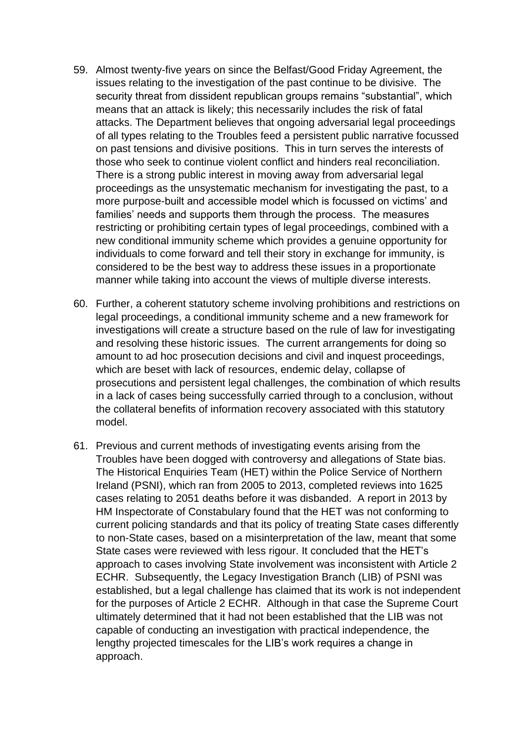59. Almost twenty-five years on since the Belfast/Good Friday Agreement, the issues relating to the investigation of the past continue to be divisive. The security threat from dissident republican groups remains "substantial", which means that an attack is likely; this necessarily includes the risk of fatal attacks. The Department believes that ongoing adversarial legal proceedings of all types relating to the Troubles feed a persistent public narrative focussed on past tensions and divisive positions. This in turn serves the interests of those who seek to continue violent conflict and hinders real reconciliation. There is a strong public interest in moving away from adversarial legal proceedings as the unsystematic mechanism for investigating the past, to a more purpose-built and accessible model which is focussed on victims' and families' needs and supports them through the process. The measures restricting or prohibiting certain types of legal proceedings, combined with a new conditional immunity scheme which provides a genuine opportunity for individuals to come forward and tell their story in exchange for immunity, is considered to be the best way to address these issues in a proportionate manner while taking into account the views of multiple diverse interests.

60. Further, a coherent statutory scheme involving prohibitions and restrictions on legal proceedings, a conditional immunity scheme and a new framework for investigations will create a structure based on the rule of law for investigating and resolving these historic issues. The current arrangements for doing so amount to ad hoc prosecution decisions and civil and inquest proceedings, which are beset with lack of resources, endemic delay, collapse of prosecutions and persistent legal challenges, the combination of which results in a lack of cases being successfully carried through to a conclusion, without the collateral benefits of information recovery associated with this statutory model.

61. Previous and current methods of investigating events arising from the Troubles have been dogged with controversy and allegations of State bias. The Historical Enquiries Team (HET) within the Police Service of Northern Ireland (PSNI), which ran from 2005 to 2013, completed reviews into 1625 cases relating to 2051 deaths before it was disbanded. A report in 2013 by HM Inspectorate of Constabulary found that the HET was not conforming to current policing standards and that its policy of treating State cases differently to non-State cases, based on a misinterpretation of the law, meant that some State cases were reviewed with less rigour. It concluded that the HET's approach to cases involving State involvement was inconsistent with Article 2 ECHR. Subsequently, the Legacy Investigation Branch (LIB) of PSNI was established, but a legal challenge has claimed that its work is not independent for the purposes of Article 2 ECHR. Although in that case the Supreme Court ultimately determined that it had not been established that the LIB was not capable of conducting an investigation with practical independence, the lengthy projected timescales for the LIB's work requires a change in approach.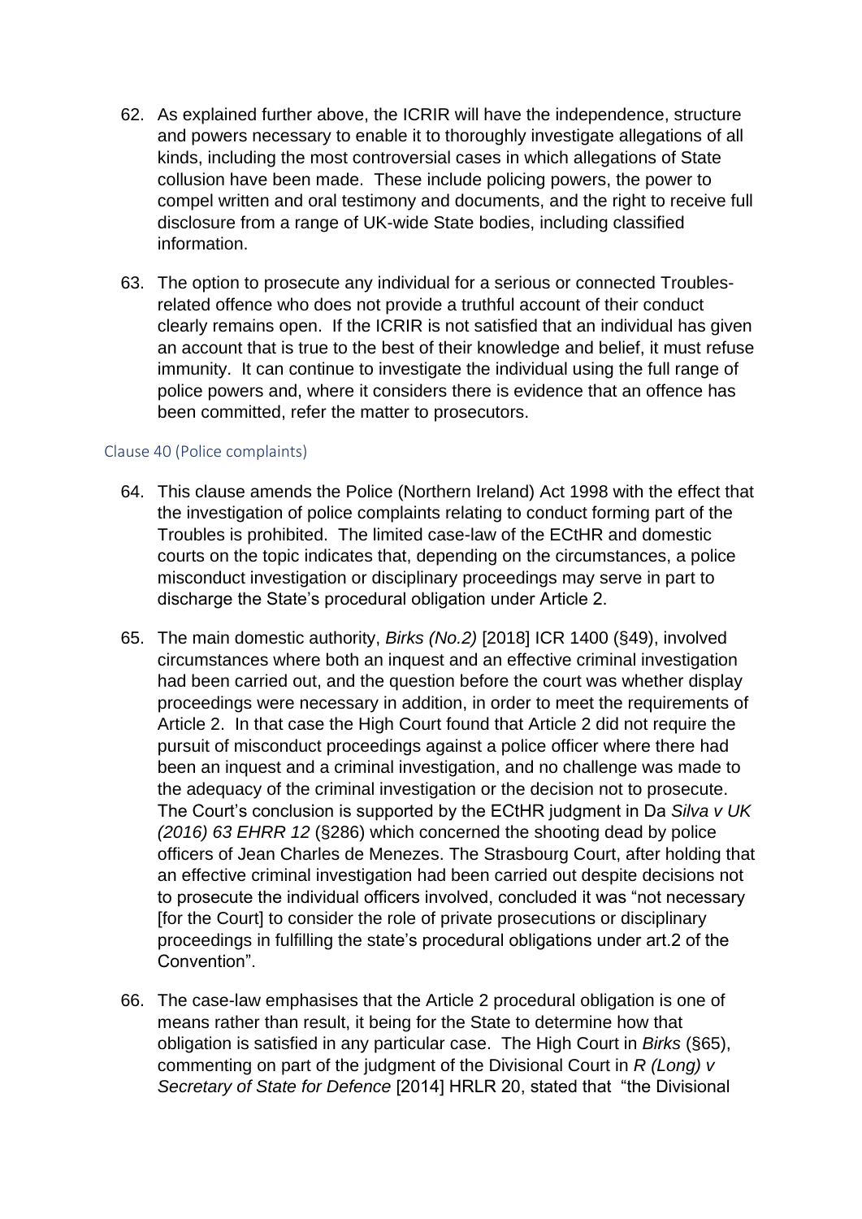62. As explained further above, the ICRIR will have the independence, structure and powers necessary to enable it to thoroughly investigate allegations of all kinds, including the most controversial cases in which allegations of State collusion have been made. These include policing powers, the power to compel written and oral testimony and documents, and the right to receive full disclosure from a range of UK-wide State bodies, including classified information.

63. The option to prosecute any individual for a serious or connected Troubles-related offence who does not provide a truthful account of their conduct clearly remains open. If the ICRIR is not satisfied that an individual has given an account that is true to the best of their knowledge and belief, it must refuse immunity. It can continue to investigate the individual using the full range of police powers and, where it considers there is evidence that an offence has been committed, refer the matter to prosecutors.

### Clause 40 (Police complaints)

64. This clause amends the Police (Northern Ireland) Act 1998 with the effect that the investigation of police complaints relating to conduct forming part of the Troubles is prohibited. The limited case-law of the ECtHR and domestic courts on the topic indicates that, depending on the circumstances, a police misconduct investigation or disciplinary proceedings may serve in part to discharge the State's procedural obligation under Article 2.

65. The main domestic authority, *Birks (No.2)* [2018] ICR 1400 (§49), involved circumstances where both an inquest and an effective criminal investigation had been carried out, and the question before the court was whether display proceedings were necessary in addition, in order to meet the requirements of Article 2. In that case the High Court found that Article 2 did not require the pursuit of misconduct proceedings against a police officer where there had been an inquest and a criminal investigation, and no challenge was made to the adequacy of the criminal investigation or the decision not to prosecute. The Court's conclusion is supported by the ECtHR judgment in Da *Silva v UK (2016) 63 EHRR 12* (§286) which concerned the shooting dead by police officers of Jean Charles de Menezes. The Strasbourg Court, after holding that an effective criminal investigation had been carried out despite decisions not to prosecute the individual officers involved, concluded it was "not necessary [for the Court] to consider the role of private prosecutions or disciplinary proceedings in fulfilling the state's procedural obligations under art.2 of the Convention".

66. The case-law emphasises that the Article 2 procedural obligation is one of means rather than result, it being for the State to determine how that obligation is satisfied in any particular case. The High Court in *Birks* (§65), commenting on part of the judgment of the Divisional Court in *R (Long) v Secretary of State for Defence* [2014] HRLR 20, stated that "the Divisional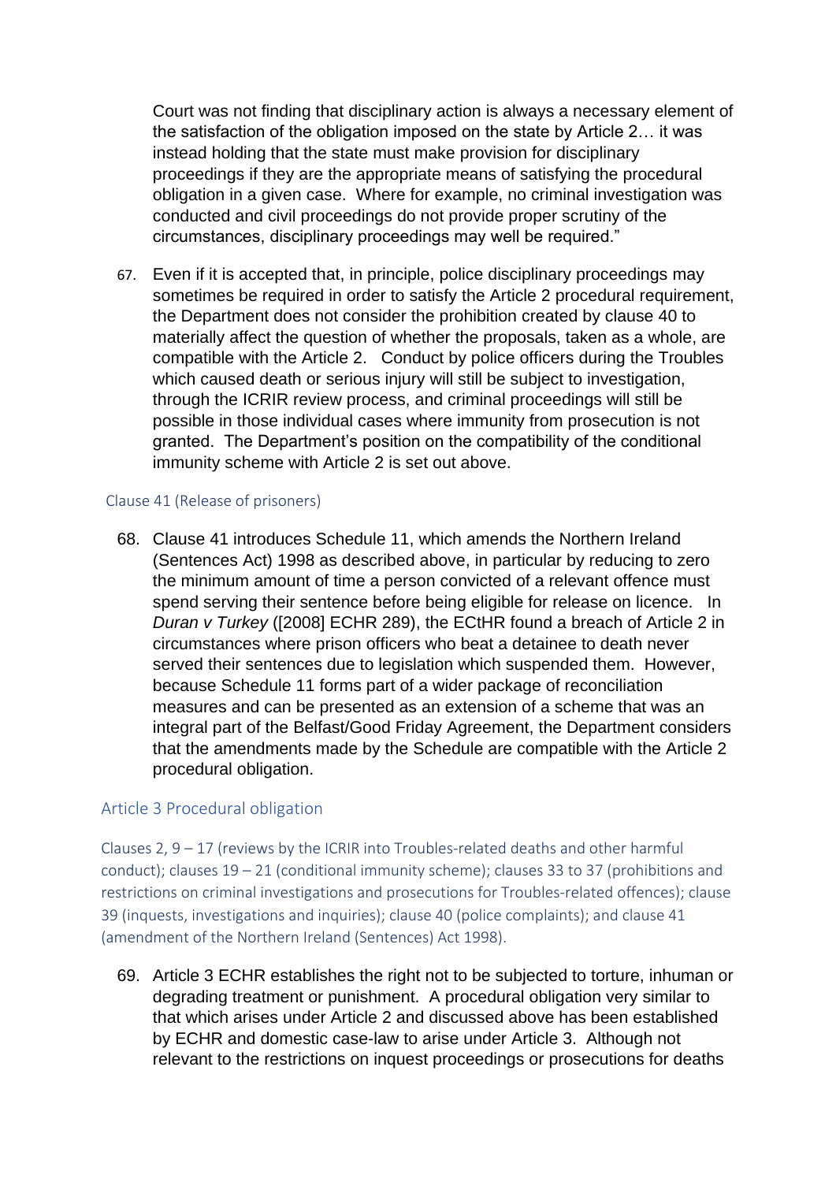Court was not finding that disciplinary action is always a necessary element of the satisfaction of the obligation imposed on the state by Article 2… it was instead holding that the state must make provision for disciplinary proceedings if they are the appropriate means of satisfying the procedural obligation in a given case. Where for example, no criminal investigation was conducted and civil proceedings do not provide proper scrutiny of the circumstances, disciplinary proceedings may well be required."

67. Even if it is accepted that, in principle, police disciplinary proceedings may sometimes be required in order to satisfy the Article 2 procedural requirement, the Department does not consider the prohibition created by clause 40 to materially affect the question of whether the proposals, taken as a whole, are compatible with the Article 2. Conduct by police officers during the Troubles which caused death or serious injury will still be subject to investigation, through the ICRIR review process, and criminal proceedings will still be possible in those individual cases where immunity from prosecution is not granted. The Department's position on the compatibility of the conditional immunity scheme with Article 2 is set out above.

### Clause 41 (Release of prisoners)

68. Clause 41 introduces Schedule 11, which amends the Northern Ireland (Sentences Act) 1998 as described above, in particular by reducing to zero the minimum amount of time a person convicted of a relevant offence must spend serving their sentence before being eligible for release on licence. In *Duran v Turkey* ([2008] ECHR 289), the ECtHR found a breach of Article 2 in circumstances where prison officers who beat a detainee to death never served their sentences due to legislation which suspended them. However, because Schedule 11 forms part of a wider package of reconciliation measures and can be presented as an extension of a scheme that was an integral part of the Belfast/Good Friday Agreement, the Department considers that the amendments made by the Schedule are compatible with the Article 2 procedural obligation.

## Article 3 Procedural obligation

Clauses 2, 9 – 17 (reviews by the ICRIR into Troubles-related deaths and other harmful conduct); clauses 19 – 21 (conditional immunity scheme); clauses 33 to 37 (prohibitions and restrictions on criminal investigations and prosecutions for Troubles-related offences); clause 39 (inquests, investigations and inquiries); clause 40 (police complaints); and clause 41 (amendment of the Northern Ireland (Sentences) Act 1998).

69. Article 3 ECHR establishes the right not to be subjected to torture, inhuman or degrading treatment or punishment. A procedural obligation very similar to that which arises under Article 2 and discussed above has been established by ECHR and domestic case-law to arise under Article 3. Although not relevant to the restrictions on inquest proceedings or prosecutions for deaths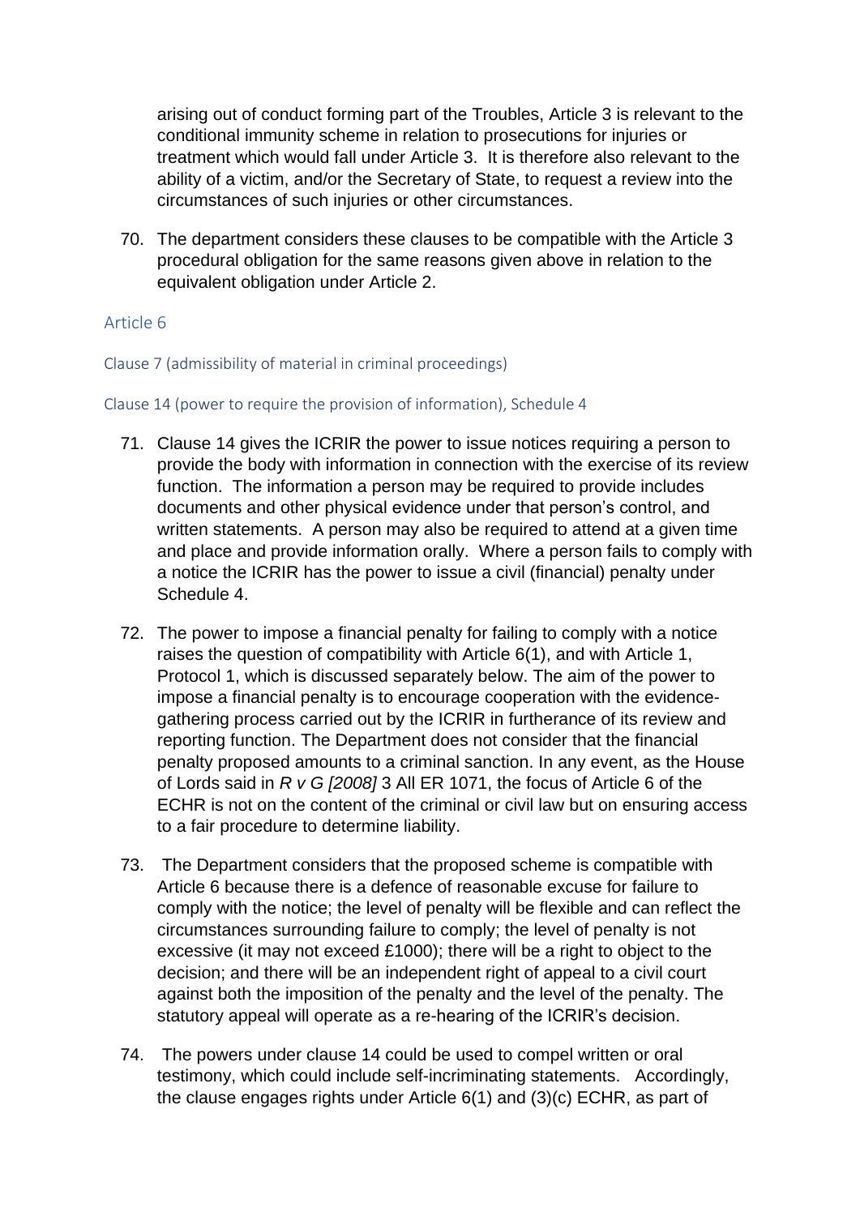arising out of conduct forming part of the Troubles, Article 3 is relevant to the conditional immunity scheme in relation to prosecutions for injuries or treatment which would fall under Article 3. It is therefore also relevant to the ability of a victim, and/or the Secretary of State, to request a review into the circumstances of such injuries or other circumstances.

70. The department considers these clauses to be compatible with the Article 3 procedural obligation for the same reasons given above in relation to the equivalent obligation under Article 2.

## Article 6

### Clause 7 (admissibility of material in criminal proceedings)

### Clause 14 (power to require the provision of information), Schedule 4

71. Clause 14 gives the ICRIR the power to issue notices requiring a person to provide the body with information in connection with the exercise of its review function. The information a person may be required to provide includes documents and other physical evidence under that person's control, and written statements. A person may also be required to attend at a given time and place and provide information orally. Where a person fails to comply with a notice the ICRIR has the power to issue a civil (financial) penalty under Schedule 4.

72. The power to impose a financial penalty for failing to comply with a notice raises the question of compatibility with Article 6(1), and with Article 1, Protocol 1, which is discussed separately below. The aim of the power to impose a financial penalty is to encourage cooperation with the evidence-gathering process carried out by the ICRIR in furtherance of its review and reporting function. The Department does not consider that the financial penalty proposed amounts to a criminal sanction. In any event, as the House of Lords said in *R v G [2008]* 3 All ER 1071, the focus of Article 6 of the ECHR is not on the content of the criminal or civil law but on ensuring access to a fair procedure to determine liability.

73. The Department considers that the proposed scheme is compatible with Article 6 because there is a defence of reasonable excuse for failure to comply with the notice; the level of penalty will be flexible and can reflect the circumstances surrounding failure to comply; the level of penalty is not excessive (it may not exceed £1000); there will be a right to object to the decision; and there will be an independent right of appeal to a civil court against both the imposition of the penalty and the level of the penalty. The statutory appeal will operate as a re-hearing of the ICRIR's decision.

74. The powers under clause 14 could be used to compel written or oral testimony, which could include self-incriminating statements. Accordingly, the clause engages rights under Article 6(1) and (3)(c) ECHR, as part of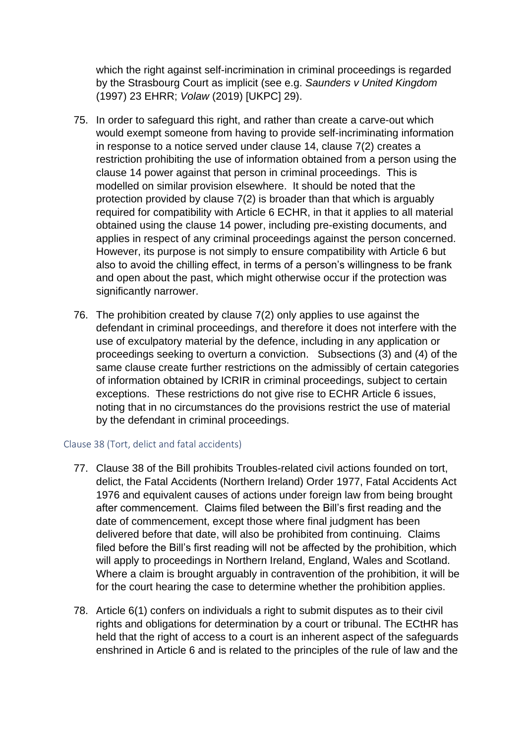which the right against self-incrimination in criminal proceedings is regarded by the Strasbourg Court as implicit (see e.g. *Saunders v United Kingdom* (1997) 23 EHRR; *Volaw* (2019) [UKPC] 29).

75. In order to safeguard this right, and rather than create a carve-out which would exempt someone from having to provide self-incriminating information in response to a notice served under clause 14, clause 7(2) creates a restriction prohibiting the use of information obtained from a person using the clause 14 power against that person in criminal proceedings. This is modelled on similar provision elsewhere. It should be noted that the protection provided by clause 7(2) is broader than that which is arguably required for compatibility with Article 6 ECHR, in that it applies to all material obtained using the clause 14 power, including pre-existing documents, and applies in respect of any criminal proceedings against the person concerned. However, its purpose is not simply to ensure compatibility with Article 6 but also to avoid the chilling effect, in terms of a person's willingness to be frank and open about the past, which might otherwise occur if the protection was significantly narrower.

76. The prohibition created by clause 7(2) only applies to use against the defendant in criminal proceedings, and therefore it does not interfere with the use of exculpatory material by the defence, including in any application or proceedings seeking to overturn a conviction. Subsections (3) and (4) of the same clause create further restrictions on the admissibly of certain categories of information obtained by ICRIR in criminal proceedings, subject to certain exceptions. These restrictions do not give rise to ECHR Article 6 issues, noting that in no circumstances do the provisions restrict the use of material by the defendant in criminal proceedings.

### Clause 38 (Tort, delict and fatal accidents)

77. Clause 38 of the Bill prohibits Troubles-related civil actions founded on tort, delict, the Fatal Accidents (Northern Ireland) Order 1977, Fatal Accidents Act 1976 and equivalent causes of actions under foreign law from being brought after commencement. Claims filed between the Bill's first reading and the date of commencement, except those where final judgment has been delivered before that date, will also be prohibited from continuing. Claims filed before the Bill's first reading will not be affected by the prohibition, which will apply to proceedings in Northern Ireland, England, Wales and Scotland. Where a claim is brought arguably in contravention of the prohibition, it will be for the court hearing the case to determine whether the prohibition applies.

78. Article 6(1) confers on individuals a right to submit disputes as to their civil rights and obligations for determination by a court or tribunal. The ECtHR has held that the right of access to a court is an inherent aspect of the safeguards enshrined in Article 6 and is related to the principles of the rule of law and the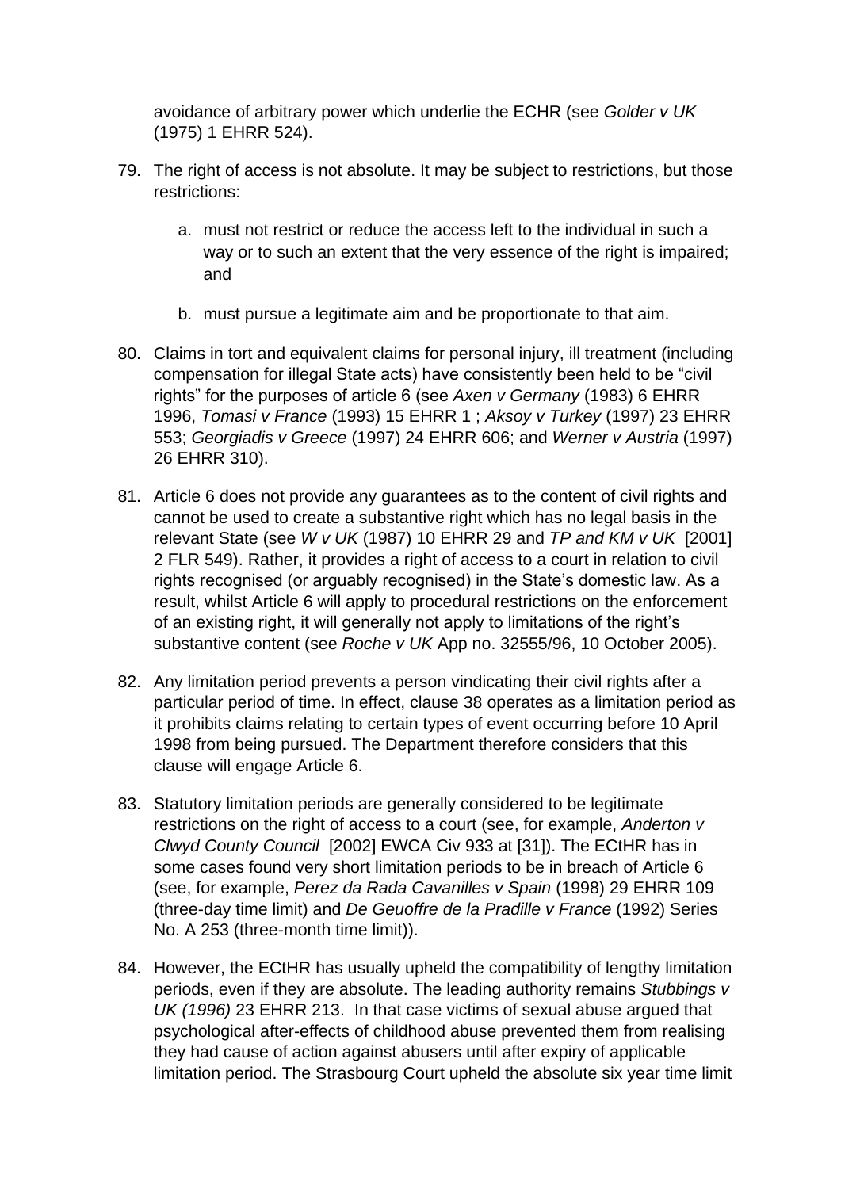avoidance of arbitrary power which underlie the ECHR (see *Golder v UK* (1975) 1 EHRR 524).

79. The right of access is not absolute. It may be subject to restrictions, but those restrictions:

    a. must not restrict or reduce the access left to the individual in such a way or to such an extent that the very essence of the right is impaired; and

    b. must pursue a legitimate aim and be proportionate to that aim.

80. Claims in tort and equivalent claims for personal injury, ill treatment (including compensation for illegal State acts) have consistently been held to be "civil rights" for the purposes of article 6 (see *Axen v Germany* (1983) 6 EHRR 1996, *Tomasi v France* (1993) 15 EHRR 1 ; *Aksoy v Turkey* (1997) 23 EHRR 553; *Georgiadis v Greece* (1997) 24 EHRR 606; and *Werner v Austria* (1997) 26 EHRR 310).

81. Article 6 does not provide any guarantees as to the content of civil rights and cannot be used to create a substantive right which has no legal basis in the relevant State (see *W v UK* (1987) 10 EHRR 29 and *TP and KM v UK* [2001] 2 FLR 549). Rather, it provides a right of access to a court in relation to civil rights recognised (or arguably recognised) in the State's domestic law. As a result, whilst Article 6 will apply to procedural restrictions on the enforcement of an existing right, it will generally not apply to limitations of the right's substantive content (see *Roche v UK* App no. 32555/96, 10 October 2005).

82. Any limitation period prevents a person vindicating their civil rights after a particular period of time. In effect, clause 38 operates as a limitation period as it prohibits claims relating to certain types of event occurring before 10 April 1998 from being pursued. The Department therefore considers that this clause will engage Article 6.

83. Statutory limitation periods are generally considered to be legitimate restrictions on the right of access to a court (see, for example, *Anderton v Clwyd County Council* [2002] EWCA Civ 933 at [31]). The ECtHR has in some cases found very short limitation periods to be in breach of Article 6 (see, for example, *Perez da Rada Cavanilles v Spain* (1998) 29 EHRR 109 (three-day time limit) and *De Geuoffre de la Pradille v France* (1992) Series No. A 253 (three-month time limit)).

84. However, the ECtHR has usually upheld the compatibility of lengthy limitation periods, even if they are absolute. The leading authority remains *Stubbings v UK (1996)* 23 EHRR 213. In that case victims of sexual abuse argued that psychological after-effects of childhood abuse prevented them from realising they had cause of action against abusers until after expiry of applicable limitation period. The Strasbourg Court upheld the absolute six year time limit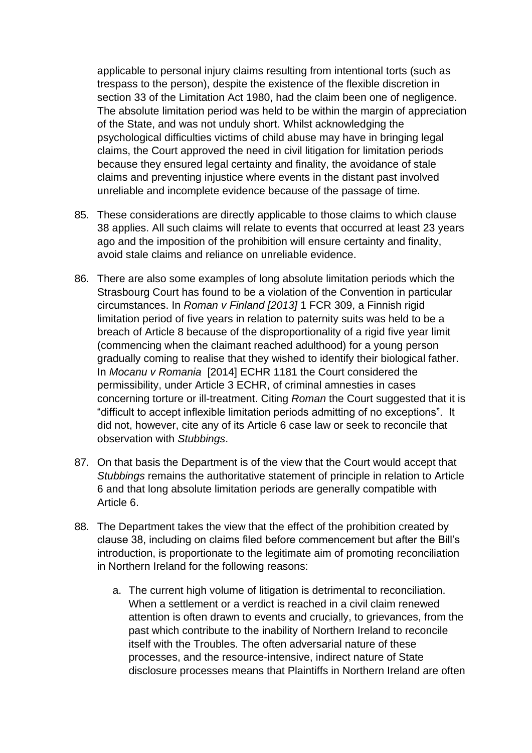applicable to personal injury claims resulting from intentional torts (such as trespass to the person), despite the existence of the flexible discretion in section 33 of the Limitation Act 1980, had the claim been one of negligence. The absolute limitation period was held to be within the margin of appreciation of the State, and was not unduly short. Whilst acknowledging the psychological difficulties victims of child abuse may have in bringing legal claims, the Court approved the need in civil litigation for limitation periods because they ensured legal certainty and finality, the avoidance of stale claims and preventing injustice where events in the distant past involved unreliable and incomplete evidence because of the passage of time.

85. These considerations are directly applicable to those claims to which clause 38 applies. All such claims will relate to events that occurred at least 23 years ago and the imposition of the prohibition will ensure certainty and finality, avoid stale claims and reliance on unreliable evidence.

86. There are also some examples of long absolute limitation periods which the Strasbourg Court has found to be a violation of the Convention in particular circumstances. In *Roman v Finland [2013]* 1 FCR 309, a Finnish rigid limitation period of five years in relation to paternity suits was held to be a breach of Article 8 because of the disproportionality of a rigid five year limit (commencing when the claimant reached adulthood) for a young person gradually coming to realise that they wished to identify their biological father. In *Mocanu v Romania* [2014] ECHR 1181 the Court considered the permissibility, under Article 3 ECHR, of criminal amnesties in cases concerning torture or ill-treatment. Citing *Roman* the Court suggested that it is "difficult to accept inflexible limitation periods admitting of no exceptions". It did not, however, cite any of its Article 6 case law or seek to reconcile that observation with *Stubbings*.

87. On that basis the Department is of the view that the Court would accept that *Stubbings* remains the authoritative statement of principle in relation to Article 6 and that long absolute limitation periods are generally compatible with Article 6.

88. The Department takes the view that the effect of the prohibition created by clause 38, including on claims filed before commencement but after the Bill's introduction, is proportionate to the legitimate aim of promoting reconciliation in Northern Ireland for the following reasons:

    a. The current high volume of litigation is detrimental to reconciliation. When a settlement or a verdict is reached in a civil claim renewed attention is often drawn to events and crucially, to grievances, from the past which contribute to the inability of Northern Ireland to reconcile itself with the Troubles. The often adversarial nature of these processes, and the resource-intensive, indirect nature of State disclosure processes means that Plaintiffs in Northern Ireland are often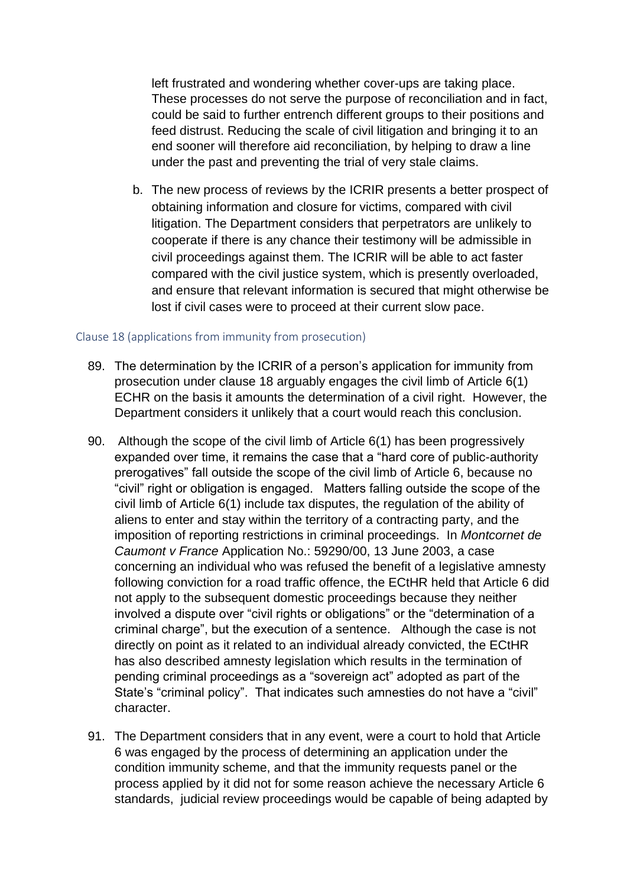left frustrated and wondering whether cover-ups are taking place. These processes do not serve the purpose of reconciliation and in fact, could be said to further entrench different groups to their positions and feed distrust. Reducing the scale of civil litigation and bringing it to an end sooner will therefore aid reconciliation, by helping to draw a line under the past and preventing the trial of very stale claims.

b. The new process of reviews by the ICRIR presents a better prospect of obtaining information and closure for victims, compared with civil litigation. The Department considers that perpetrators are unlikely to cooperate if there is any chance their testimony will be admissible in civil proceedings against them. The ICRIR will be able to act faster compared with the civil justice system, which is presently overloaded, and ensure that relevant information is secured that might otherwise be lost if civil cases were to proceed at their current slow pace.

### Clause 18 (applications from immunity from prosecution)

89. The determination by the ICRIR of a person's application for immunity from prosecution under clause 18 arguably engages the civil limb of Article 6(1) ECHR on the basis it amounts the determination of a civil right. However, the Department considers it unlikely that a court would reach this conclusion.

90. Although the scope of the civil limb of Article 6(1) has been progressively expanded over time, it remains the case that a "hard core of public-authority prerogatives" fall outside the scope of the civil limb of Article 6, because no "civil" right or obligation is engaged. Matters falling outside the scope of the civil limb of Article 6(1) include tax disputes, the regulation of the ability of aliens to enter and stay within the territory of a contracting party, and the imposition of reporting restrictions in criminal proceedings. In *Montcornet de Caumont v France* Application No.: 59290/00, 13 June 2003, a case concerning an individual who was refused the benefit of a legislative amnesty following conviction for a road traffic offence, the ECtHR held that Article 6 did not apply to the subsequent domestic proceedings because they neither involved a dispute over "civil rights or obligations" or the "determination of a criminal charge", but the execution of a sentence. Although the case is not directly on point as it related to an individual already convicted, the ECtHR has also described amnesty legislation which results in the termination of pending criminal proceedings as a "sovereign act" adopted as part of the State's "criminal policy". That indicates such amnesties do not have a "civil" character.

91. The Department considers that in any event, were a court to hold that Article 6 was engaged by the process of determining an application under the condition immunity scheme, and that the immunity requests panel or the process applied by it did not for some reason achieve the necessary Article 6 standards, judicial review proceedings would be capable of being adapted by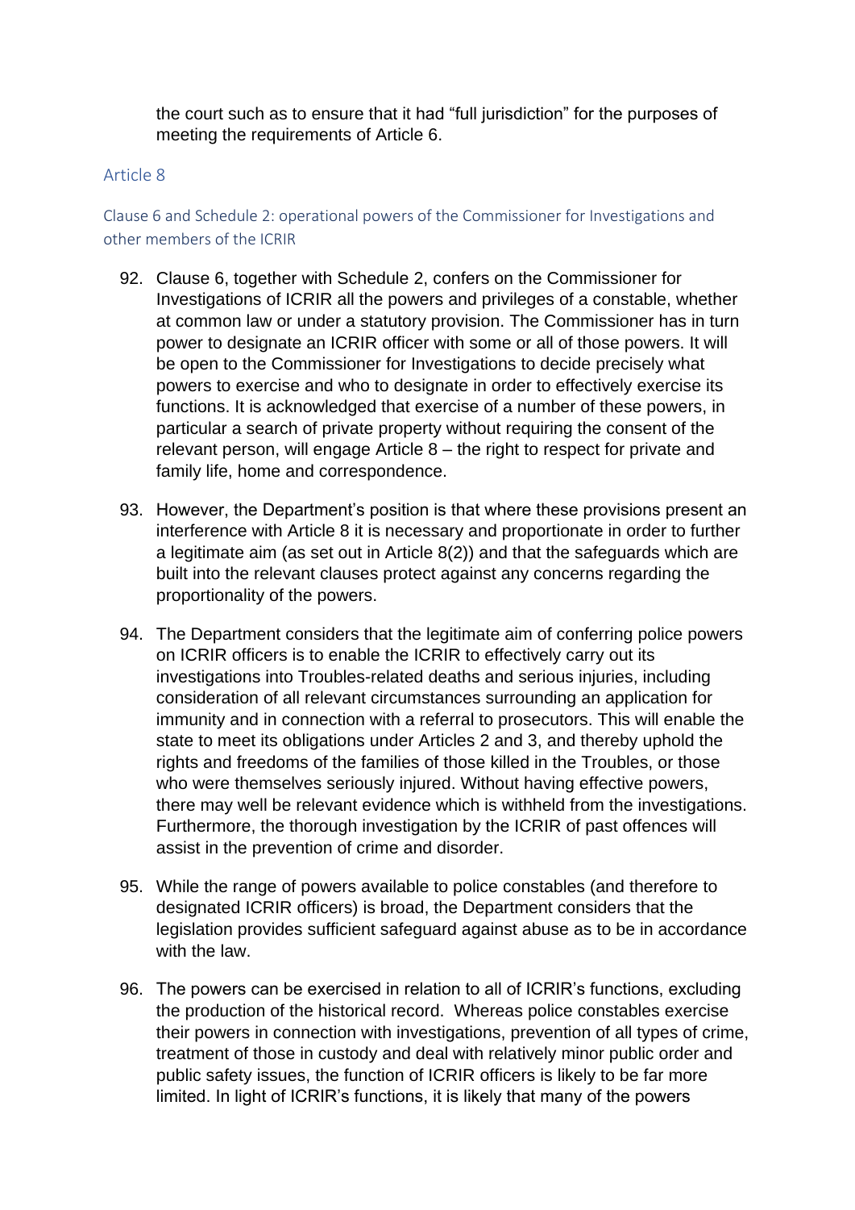the court such as to ensure that it had "full jurisdiction" for the purposes of meeting the requirements of Article 6.

## Article 8

### Clause 6 and Schedule 2: operational powers of the Commissioner for Investigations and other members of the ICRIR

92. Clause 6, together with Schedule 2, confers on the Commissioner for Investigations of ICRIR all the powers and privileges of a constable, whether at common law or under a statutory provision. The Commissioner has in turn power to designate an ICRIR officer with some or all of those powers. It will be open to the Commissioner for Investigations to decide precisely what powers to exercise and who to designate in order to effectively exercise its functions. It is acknowledged that exercise of a number of these powers, in particular a search of private property without requiring the consent of the relevant person, will engage Article 8 – the right to respect for private and family life, home and correspondence.

93. However, the Department's position is that where these provisions present an interference with Article 8 it is necessary and proportionate in order to further a legitimate aim (as set out in Article 8(2)) and that the safeguards which are built into the relevant clauses protect against any concerns regarding the proportionality of the powers.

94. The Department considers that the legitimate aim of conferring police powers on ICRIR officers is to enable the ICRIR to effectively carry out its investigations into Troubles-related deaths and serious injuries, including consideration of all relevant circumstances surrounding an application for immunity and in connection with a referral to prosecutors. This will enable the state to meet its obligations under Articles 2 and 3, and thereby uphold the rights and freedoms of the families of those killed in the Troubles, or those who were themselves seriously injured. Without having effective powers, there may well be relevant evidence which is withheld from the investigations. Furthermore, the thorough investigation by the ICRIR of past offences will assist in the prevention of crime and disorder.

95. While the range of powers available to police constables (and therefore to designated ICRIR officers) is broad, the Department considers that the legislation provides sufficient safeguard against abuse as to be in accordance with the law.

96. The powers can be exercised in relation to all of ICRIR's functions, excluding the production of the historical record. Whereas police constables exercise their powers in connection with investigations, prevention of all types of crime, treatment of those in custody and deal with relatively minor public order and public safety issues, the function of ICRIR officers is likely to be far more limited. In light of ICRIR's functions, it is likely that many of the powers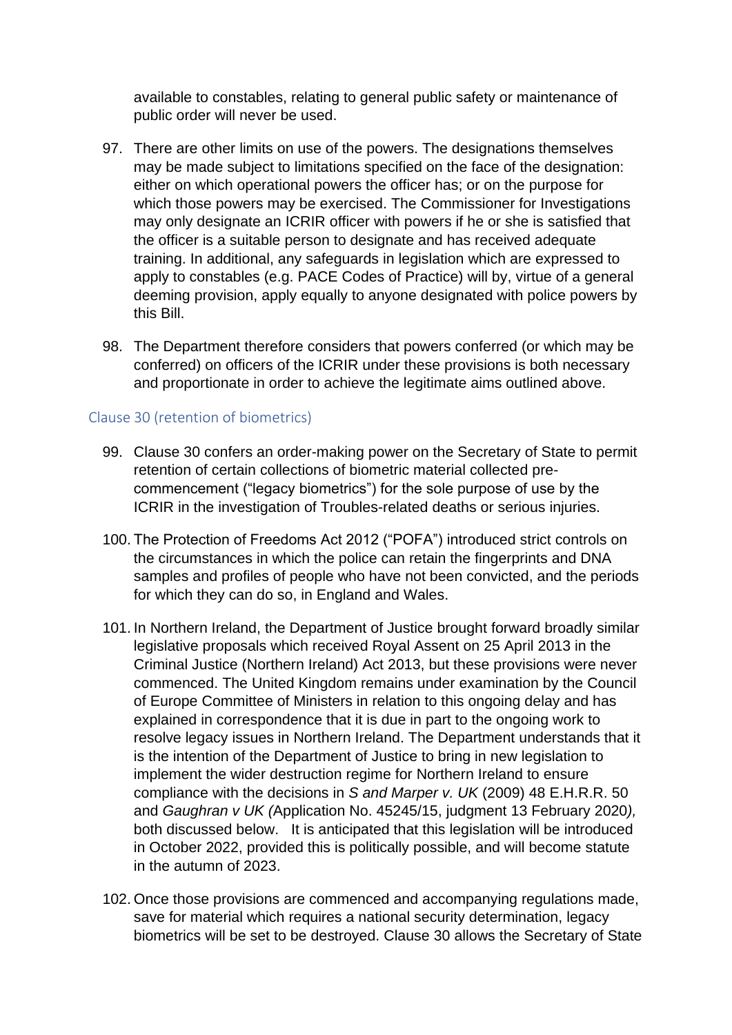available to constables, relating to general public safety or maintenance of public order will never be used.

97. There are other limits on use of the powers. The designations themselves may be made subject to limitations specified on the face of the designation: either on which operational powers the officer has; or on the purpose for which those powers may be exercised. The Commissioner for Investigations may only designate an ICRIR officer with powers if he or she is satisfied that the officer is a suitable person to designate and has received adequate training. In additional, any safeguards in legislation which are expressed to apply to constables (e.g. PACE Codes of Practice) will by, virtue of a general deeming provision, apply equally to anyone designated with police powers by this Bill.

98. The Department therefore considers that powers conferred (or which may be conferred) on officers of the ICRIR under these provisions is both necessary and proportionate in order to achieve the legitimate aims outlined above.

### Clause 30 (retention of biometrics)

99. Clause 30 confers an order-making power on the Secretary of State to permit retention of certain collections of biometric material collected pre-commencement ("legacy biometrics") for the sole purpose of use by the ICRIR in the investigation of Troubles-related deaths or serious injuries.

100. The Protection of Freedoms Act 2012 ("POFA") introduced strict controls on the circumstances in which the police can retain the fingerprints and DNA samples and profiles of people who have not been convicted, and the periods for which they can do so, in England and Wales.

101. In Northern Ireland, the Department of Justice brought forward broadly similar legislative proposals which received Royal Assent on 25 April 2013 in the Criminal Justice (Northern Ireland) Act 2013, but these provisions were never commenced. The United Kingdom remains under examination by the Council of Europe Committee of Ministers in relation to this ongoing delay and has explained in correspondence that it is due in part to the ongoing work to resolve legacy issues in Northern Ireland. The Department understands that it is the intention of the Department of Justice to bring in new legislation to implement the wider destruction regime for Northern Ireland to ensure compliance with the decisions in *S and Marper v. UK* (2009) 48 E.H.R.R. 50 and *Gaughran v UK (*Application No. 45245/15, judgment 13 February 2020*),* both discussed below. It is anticipated that this legislation will be introduced in October 2022, provided this is politically possible, and will become statute in the autumn of 2023.

102. Once those provisions are commenced and accompanying regulations made, save for material which requires a national security determination, legacy biometrics will be set to be destroyed. Clause 30 allows the Secretary of State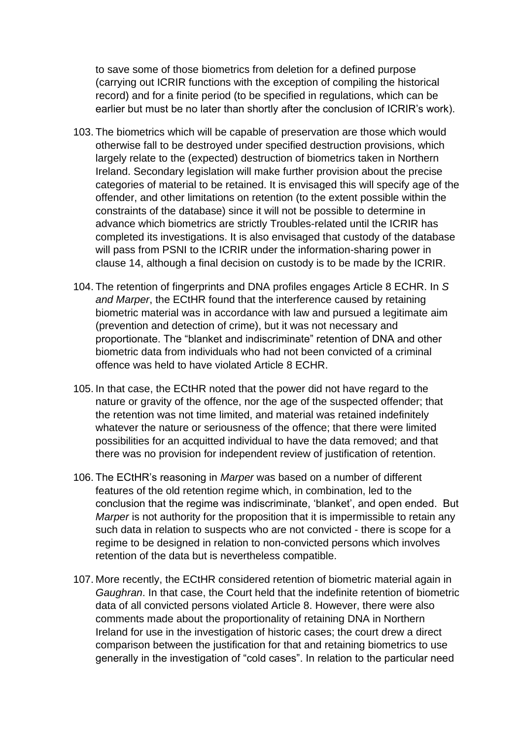to save some of those biometrics from deletion for a defined purpose (carrying out ICRIR functions with the exception of compiling the historical record) and for a finite period (to be specified in regulations, which can be earlier but must be no later than shortly after the conclusion of ICRIR's work).

103. The biometrics which will be capable of preservation are those which would otherwise fall to be destroyed under specified destruction provisions, which largely relate to the (expected) destruction of biometrics taken in Northern Ireland. Secondary legislation will make further provision about the precise categories of material to be retained. It is envisaged this will specify age of the offender, and other limitations on retention (to the extent possible within the constraints of the database) since it will not be possible to determine in advance which biometrics are strictly Troubles-related until the ICRIR has completed its investigations. It is also envisaged that custody of the database will pass from PSNI to the ICRIR under the information-sharing power in clause 14, although a final decision on custody is to be made by the ICRIR.

104. The retention of fingerprints and DNA profiles engages Article 8 ECHR. In *S and Marper*, the ECtHR found that the interference caused by retaining biometric material was in accordance with law and pursued a legitimate aim (prevention and detection of crime), but it was not necessary and proportionate. The "blanket and indiscriminate" retention of DNA and other biometric data from individuals who had not been convicted of a criminal offence was held to have violated Article 8 ECHR.

105. In that case, the ECtHR noted that the power did not have regard to the nature or gravity of the offence, nor the age of the suspected offender; that the retention was not time limited, and material was retained indefinitely whatever the nature or seriousness of the offence; that there were limited possibilities for an acquitted individual to have the data removed; and that there was no provision for independent review of justification of retention.

106. The ECtHR's reasoning in *Marper* was based on a number of different features of the old retention regime which, in combination, led to the conclusion that the regime was indiscriminate, 'blanket', and open ended. But *Marper* is not authority for the proposition that it is impermissible to retain any such data in relation to suspects who are not convicted - there is scope for a regime to be designed in relation to non-convicted persons which involves retention of the data but is nevertheless compatible.

107. More recently, the ECtHR considered retention of biometric material again in *Gaughran*. In that case, the Court held that the indefinite retention of biometric data of all convicted persons violated Article 8. However, there were also comments made about the proportionality of retaining DNA in Northern Ireland for use in the investigation of historic cases; the court drew a direct comparison between the justification for that and retaining biometrics to use generally in the investigation of "cold cases". In relation to the particular need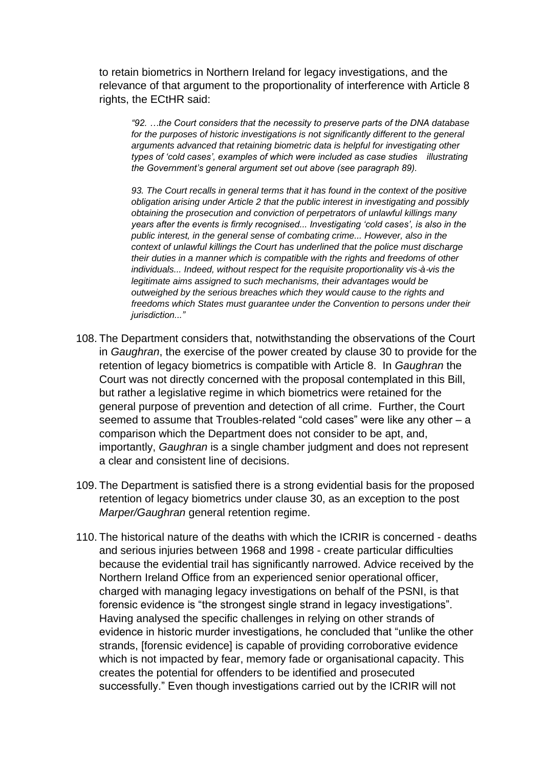to retain biometrics in Northern Ireland for legacy investigations, and the relevance of that argument to the proportionality of interference with Article 8 rights, the ECtHR said:

> *"92. …the Court considers that the necessity to preserve parts of the DNA database for the purposes of historic investigations is not significantly different to the general arguments advanced that retaining biometric data is helpful for investigating other types of 'cold cases', examples of which were included as case studies illustrating the Government's general argument set out above (see paragraph 89).*
>
> *93. The Court recalls in general terms that it has found in the context of the positive obligation arising under Article 2 that the public interest in investigating and possibly obtaining the prosecution and conviction of perpetrators of unlawful killings many years after the events is firmly recognised... Investigating 'cold cases', is also in the public interest, in the general sense of combating crime... However, also in the context of unlawful killings the Court has underlined that the police must discharge their duties in a manner which is compatible with the rights and freedoms of other individuals... Indeed, without respect for the requisite proportionality vis-à-vis the legitimate aims assigned to such mechanisms, their advantages would be outweighed by the serious breaches which they would cause to the rights and freedoms which States must guarantee under the Convention to persons under their jurisdiction..."*

108. The Department considers that, notwithstanding the observations of the Court in *Gaughran*, the exercise of the power created by clause 30 to provide for the retention of legacy biometrics is compatible with Article 8. In *Gaughran* the Court was not directly concerned with the proposal contemplated in this Bill, but rather a legislative regime in which biometrics were retained for the general purpose of prevention and detection of all crime. Further, the Court seemed to assume that Troubles-related "cold cases" were like any other – a comparison which the Department does not consider to be apt, and, importantly, *Gaughran* is a single chamber judgment and does not represent a clear and consistent line of decisions.

109. The Department is satisfied there is a strong evidential basis for the proposed retention of legacy biometrics under clause 30, as an exception to the post *Marper/Gaughran* general retention regime.

110. The historical nature of the deaths with which the ICRIR is concerned - deaths and serious injuries between 1968 and 1998 - create particular difficulties because the evidential trail has significantly narrowed. Advice received by the Northern Ireland Office from an experienced senior operational officer, charged with managing legacy investigations on behalf of the PSNI, is that forensic evidence is "the strongest single strand in legacy investigations". Having analysed the specific challenges in relying on other strands of evidence in historic murder investigations, he concluded that "unlike the other strands, [forensic evidence] is capable of providing corroborative evidence which is not impacted by fear, memory fade or organisational capacity. This creates the potential for offenders to be identified and prosecuted successfully." Even though investigations carried out by the ICRIR will not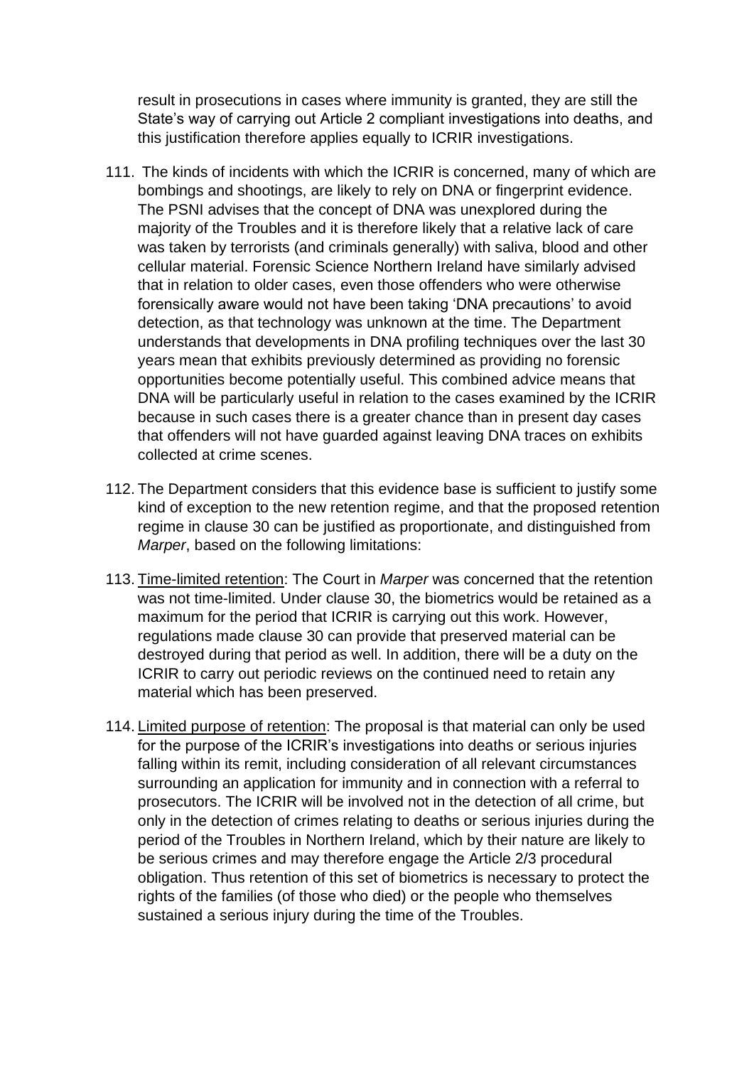result in prosecutions in cases where immunity is granted, they are still the State's way of carrying out Article 2 compliant investigations into deaths, and this justification therefore applies equally to ICRIR investigations.

111. The kinds of incidents with which the ICRIR is concerned, many of which are bombings and shootings, are likely to rely on DNA or fingerprint evidence. The PSNI advises that the concept of DNA was unexplored during the majority of the Troubles and it is therefore likely that a relative lack of care was taken by terrorists (and criminals generally) with saliva, blood and other cellular material. Forensic Science Northern Ireland have similarly advised that in relation to older cases, even those offenders who were otherwise forensically aware would not have been taking 'DNA precautions' to avoid detection, as that technology was unknown at the time. The Department understands that developments in DNA profiling techniques over the last 30 years mean that exhibits previously determined as providing no forensic opportunities become potentially useful. This combined advice means that DNA will be particularly useful in relation to the cases examined by the ICRIR because in such cases there is a greater chance than in present day cases that offenders will not have guarded against leaving DNA traces on exhibits collected at crime scenes.

112. The Department considers that this evidence base is sufficient to justify some kind of exception to the new retention regime, and that the proposed retention regime in clause 30 can be justified as proportionate, and distinguished from *Marper*, based on the following limitations:

113. <u>Time-limited retention</u>: The Court in *Marper* was concerned that the retention was not time-limited. Under clause 30, the biometrics would be retained as a maximum for the period that ICRIR is carrying out this work. However, regulations made clause 30 can provide that preserved material can be destroyed during that period as well. In addition, there will be a duty on the ICRIR to carry out periodic reviews on the continued need to retain any material which has been preserved.

114. <u>Limited purpose of retention</u>: The proposal is that material can only be used for the purpose of the ICRIR's investigations into deaths or serious injuries falling within its remit, including consideration of all relevant circumstances surrounding an application for immunity and in connection with a referral to prosecutors. The ICRIR will be involved not in the detection of all crime, but only in the detection of crimes relating to deaths or serious injuries during the period of the Troubles in Northern Ireland, which by their nature are likely to be serious crimes and may therefore engage the Article 2/3 procedural obligation. Thus retention of this set of biometrics is necessary to protect the rights of the families (of those who died) or the people who themselves sustained a serious injury during the time of the Troubles.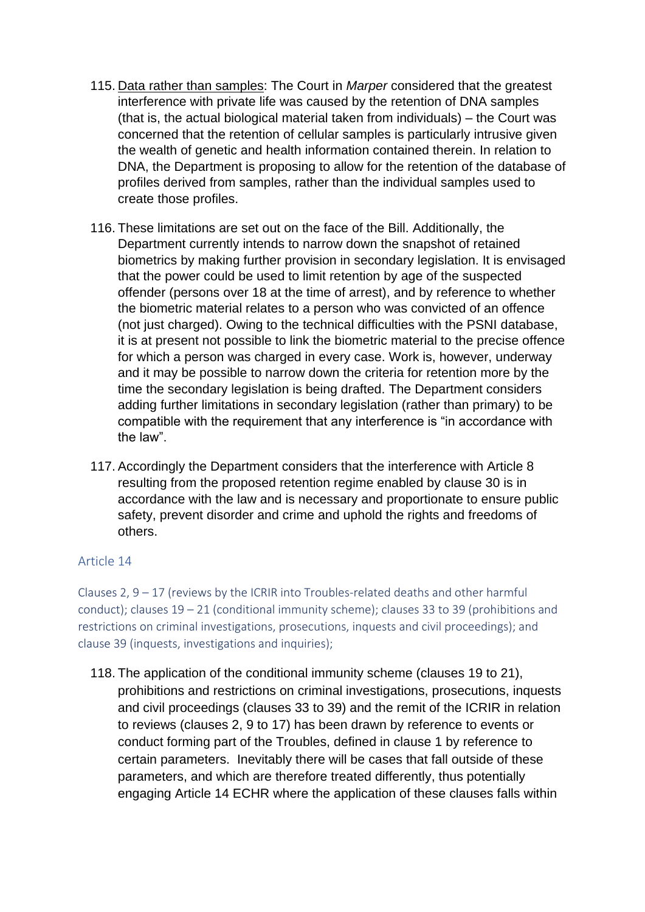115. Data rather than samples: The Court in *Marper* considered that the greatest interference with private life was caused by the retention of DNA samples (that is, the actual biological material taken from individuals) – the Court was concerned that the retention of cellular samples is particularly intrusive given the wealth of genetic and health information contained therein. In relation to DNA, the Department is proposing to allow for the retention of the database of profiles derived from samples, rather than the individual samples used to create those profiles.

116. These limitations are set out on the face of the Bill. Additionally, the Department currently intends to narrow down the snapshot of retained biometrics by making further provision in secondary legislation. It is envisaged that the power could be used to limit retention by age of the suspected offender (persons over 18 at the time of arrest), and by reference to whether the biometric material relates to a person who was convicted of an offence (not just charged). Owing to the technical difficulties with the PSNI database, it is at present not possible to link the biometric material to the precise offence for which a person was charged in every case. Work is, however, underway and it may be possible to narrow down the criteria for retention more by the time the secondary legislation is being drafted. The Department considers adding further limitations in secondary legislation (rather than primary) to be compatible with the requirement that any interference is "in accordance with the law".

117. Accordingly the Department considers that the interference with Article 8 resulting from the proposed retention regime enabled by clause 30 is in accordance with the law and is necessary and proportionate to ensure public safety, prevent disorder and crime and uphold the rights and freedoms of others.

## Article 14

### Clauses 2, 9 – 17 (reviews by the ICRIR into Troubles-related deaths and other harmful conduct); clauses 19 – 21 (conditional immunity scheme); clauses 33 to 39 (prohibitions and restrictions on criminal investigations, prosecutions, inquests and civil proceedings); and clause 39 (inquests, investigations and inquiries);

118. The application of the conditional immunity scheme (clauses 19 to 21), prohibitions and restrictions on criminal investigations, prosecutions, inquests and civil proceedings (clauses 33 to 39) and the remit of the ICRIR in relation to reviews (clauses 2, 9 to 17) has been drawn by reference to events or conduct forming part of the Troubles, defined in clause 1 by reference to certain parameters. Inevitably there will be cases that fall outside of these parameters, and which are therefore treated differently, thus potentially engaging Article 14 ECHR where the application of these clauses falls within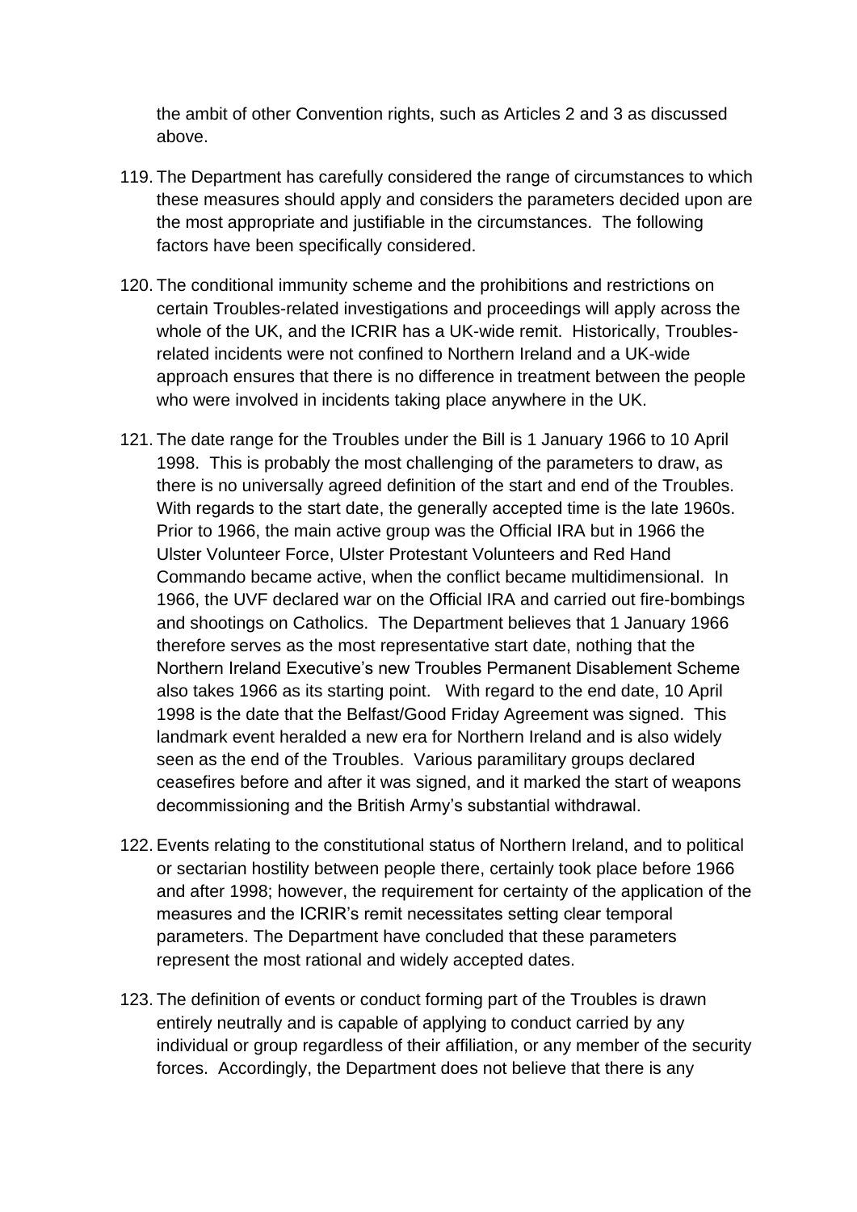the ambit of other Convention rights, such as Articles 2 and 3 as discussed above.

119. The Department has carefully considered the range of circumstances to which these measures should apply and considers the parameters decided upon are the most appropriate and justifiable in the circumstances. The following factors have been specifically considered.

120. The conditional immunity scheme and the prohibitions and restrictions on certain Troubles-related investigations and proceedings will apply across the whole of the UK, and the ICRIR has a UK-wide remit. Historically, Troubles-related incidents were not confined to Northern Ireland and a UK-wide approach ensures that there is no difference in treatment between the people who were involved in incidents taking place anywhere in the UK.

121. The date range for the Troubles under the Bill is 1 January 1966 to 10 April 1998. This is probably the most challenging of the parameters to draw, as there is no universally agreed definition of the start and end of the Troubles. With regards to the start date, the generally accepted time is the late 1960s. Prior to 1966, the main active group was the Official IRA but in 1966 the Ulster Volunteer Force, Ulster Protestant Volunteers and Red Hand Commando became active, when the conflict became multidimensional. In 1966, the UVF declared war on the Official IRA and carried out fire-bombings and shootings on Catholics. The Department believes that 1 January 1966 therefore serves as the most representative start date, nothing that the Northern Ireland Executive's new Troubles Permanent Disablement Scheme also takes 1966 as its starting point. With regard to the end date, 10 April 1998 is the date that the Belfast/Good Friday Agreement was signed. This landmark event heralded a new era for Northern Ireland and is also widely seen as the end of the Troubles. Various paramilitary groups declared ceasefires before and after it was signed, and it marked the start of weapons decommissioning and the British Army's substantial withdrawal.

122. Events relating to the constitutional status of Northern Ireland, and to political or sectarian hostility between people there, certainly took place before 1966 and after 1998; however, the requirement for certainty of the application of the measures and the ICRIR's remit necessitates setting clear temporal parameters. The Department have concluded that these parameters represent the most rational and widely accepted dates.

123. The definition of events or conduct forming part of the Troubles is drawn entirely neutrally and is capable of applying to conduct carried by any individual or group regardless of their affiliation, or any member of the security forces. Accordingly, the Department does not believe that there is any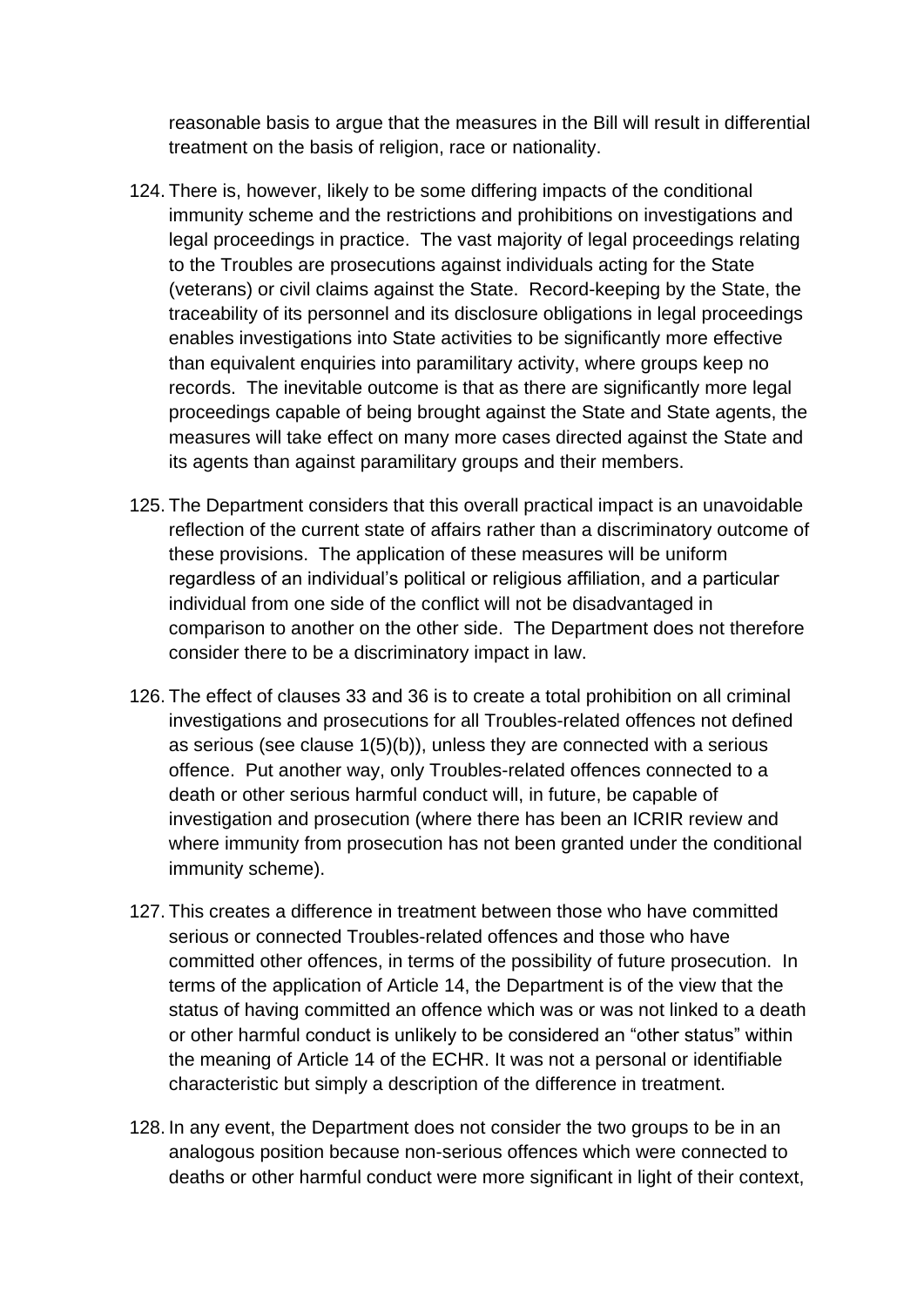reasonable basis to argue that the measures in the Bill will result in differential treatment on the basis of religion, race or nationality.

124. There is, however, likely to be some differing impacts of the conditional immunity scheme and the restrictions and prohibitions on investigations and legal proceedings in practice. The vast majority of legal proceedings relating to the Troubles are prosecutions against individuals acting for the State (veterans) or civil claims against the State. Record-keeping by the State, the traceability of its personnel and its disclosure obligations in legal proceedings enables investigations into State activities to be significantly more effective than equivalent enquiries into paramilitary activity, where groups keep no records. The inevitable outcome is that as there are significantly more legal proceedings capable of being brought against the State and State agents, the measures will take effect on many more cases directed against the State and its agents than against paramilitary groups and their members.

125. The Department considers that this overall practical impact is an unavoidable reflection of the current state of affairs rather than a discriminatory outcome of these provisions. The application of these measures will be uniform regardless of an individual's political or religious affiliation, and a particular individual from one side of the conflict will not be disadvantaged in comparison to another on the other side. The Department does not therefore consider there to be a discriminatory impact in law.

126. The effect of clauses 33 and 36 is to create a total prohibition on all criminal investigations and prosecutions for all Troubles-related offences not defined as serious (see clause 1(5)(b)), unless they are connected with a serious offence. Put another way, only Troubles-related offences connected to a death or other serious harmful conduct will, in future, be capable of investigation and prosecution (where there has been an ICRIR review and where immunity from prosecution has not been granted under the conditional immunity scheme).

127. This creates a difference in treatment between those who have committed serious or connected Troubles-related offences and those who have committed other offences, in terms of the possibility of future prosecution. In terms of the application of Article 14, the Department is of the view that the status of having committed an offence which was or was not linked to a death or other harmful conduct is unlikely to be considered an "other status" within the meaning of Article 14 of the ECHR. It was not a personal or identifiable characteristic but simply a description of the difference in treatment.

128. In any event, the Department does not consider the two groups to be in an analogous position because non-serious offences which were connected to deaths or other harmful conduct were more significant in light of their context,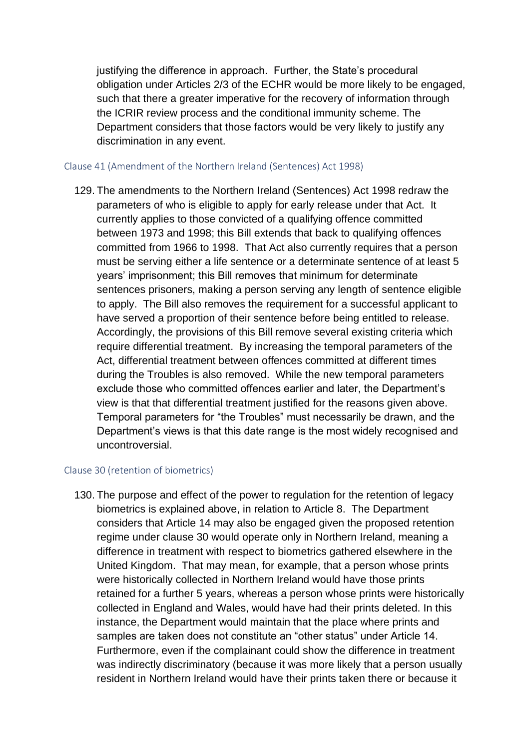justifying the difference in approach. Further, the State's procedural obligation under Articles 2/3 of the ECHR would be more likely to be engaged, such that there a greater imperative for the recovery of information through the ICRIR review process and the conditional immunity scheme. The Department considers that those factors would be very likely to justify any discrimination in any event.

### Clause 41 (Amendment of the Northern Ireland (Sentences) Act 1998)

129. The amendments to the Northern Ireland (Sentences) Act 1998 redraw the parameters of who is eligible to apply for early release under that Act. It currently applies to those convicted of a qualifying offence committed between 1973 and 1998; this Bill extends that back to qualifying offences committed from 1966 to 1998. That Act also currently requires that a person must be serving either a life sentence or a determinate sentence of at least 5 years' imprisonment; this Bill removes that minimum for determinate sentences prisoners, making a person serving any length of sentence eligible to apply. The Bill also removes the requirement for a successful applicant to have served a proportion of their sentence before being entitled to release. Accordingly, the provisions of this Bill remove several existing criteria which require differential treatment. By increasing the temporal parameters of the Act, differential treatment between offences committed at different times during the Troubles is also removed. While the new temporal parameters exclude those who committed offences earlier and later, the Department's view is that that differential treatment justified for the reasons given above. Temporal parameters for "the Troubles" must necessarily be drawn, and the Department's views is that this date range is the most widely recognised and uncontroversial.

### Clause 30 (retention of biometrics)

130. The purpose and effect of the power to regulation for the retention of legacy biometrics is explained above, in relation to Article 8. The Department considers that Article 14 may also be engaged given the proposed retention regime under clause 30 would operate only in Northern Ireland, meaning a difference in treatment with respect to biometrics gathered elsewhere in the United Kingdom. That may mean, for example, that a person whose prints were historically collected in Northern Ireland would have those prints retained for a further 5 years, whereas a person whose prints were historically collected in England and Wales, would have had their prints deleted. In this instance, the Department would maintain that the place where prints and samples are taken does not constitute an "other status" under Article 14. Furthermore, even if the complainant could show the difference in treatment was indirectly discriminatory (because it was more likely that a person usually resident in Northern Ireland would have their prints taken there or because it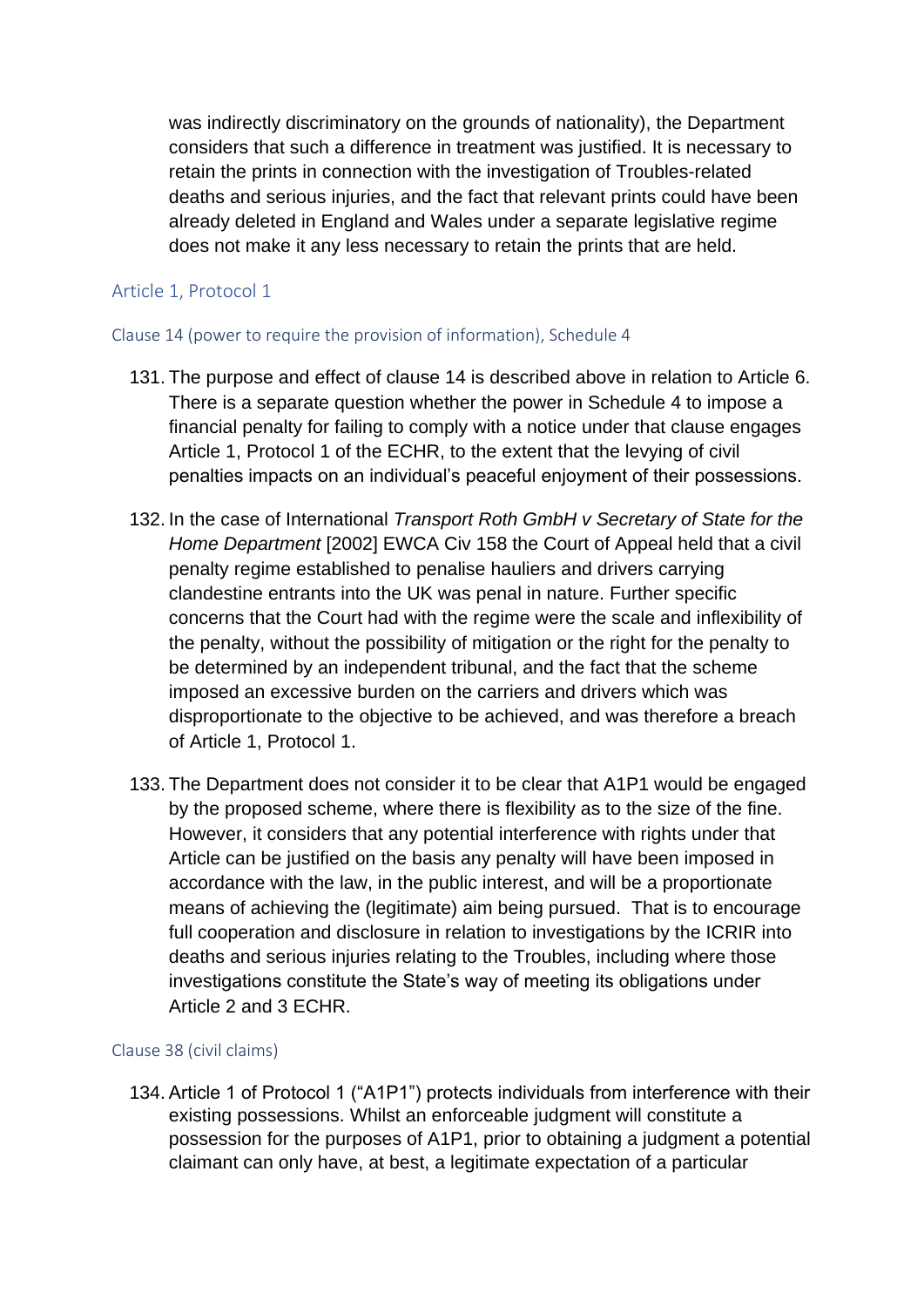was indirectly discriminatory on the grounds of nationality), the Department considers that such a difference in treatment was justified. It is necessary to retain the prints in connection with the investigation of Troubles-related deaths and serious injuries, and the fact that relevant prints could have been already deleted in England and Wales under a separate legislative regime does not make it any less necessary to retain the prints that are held.

## Article 1, Protocol 1

### Clause 14 (power to require the provision of information), Schedule 4

131. The purpose and effect of clause 14 is described above in relation to Article 6. There is a separate question whether the power in Schedule 4 to impose a financial penalty for failing to comply with a notice under that clause engages Article 1, Protocol 1 of the ECHR, to the extent that the levying of civil penalties impacts on an individual's peaceful enjoyment of their possessions.

132. In the case of International *Transport Roth GmbH v Secretary of State for the Home Department* [2002] EWCA Civ 158 the Court of Appeal held that a civil penalty regime established to penalise hauliers and drivers carrying clandestine entrants into the UK was penal in nature. Further specific concerns that the Court had with the regime were the scale and inflexibility of the penalty, without the possibility of mitigation or the right for the penalty to be determined by an independent tribunal, and the fact that the scheme imposed an excessive burden on the carriers and drivers which was disproportionate to the objective to be achieved, and was therefore a breach of Article 1, Protocol 1.

133. The Department does not consider it to be clear that A1P1 would be engaged by the proposed scheme, where there is flexibility as to the size of the fine. However, it considers that any potential interference with rights under that Article can be justified on the basis any penalty will have been imposed in accordance with the law, in the public interest, and will be a proportionate means of achieving the (legitimate) aim being pursued. That is to encourage full cooperation and disclosure in relation to investigations by the ICRIR into deaths and serious injuries relating to the Troubles, including where those investigations constitute the State's way of meeting its obligations under Article 2 and 3 ECHR.

### Clause 38 (civil claims)

134. Article 1 of Protocol 1 ("A1P1") protects individuals from interference with their existing possessions. Whilst an enforceable judgment will constitute a possession for the purposes of A1P1, prior to obtaining a judgment a potential claimant can only have, at best, a legitimate expectation of a particular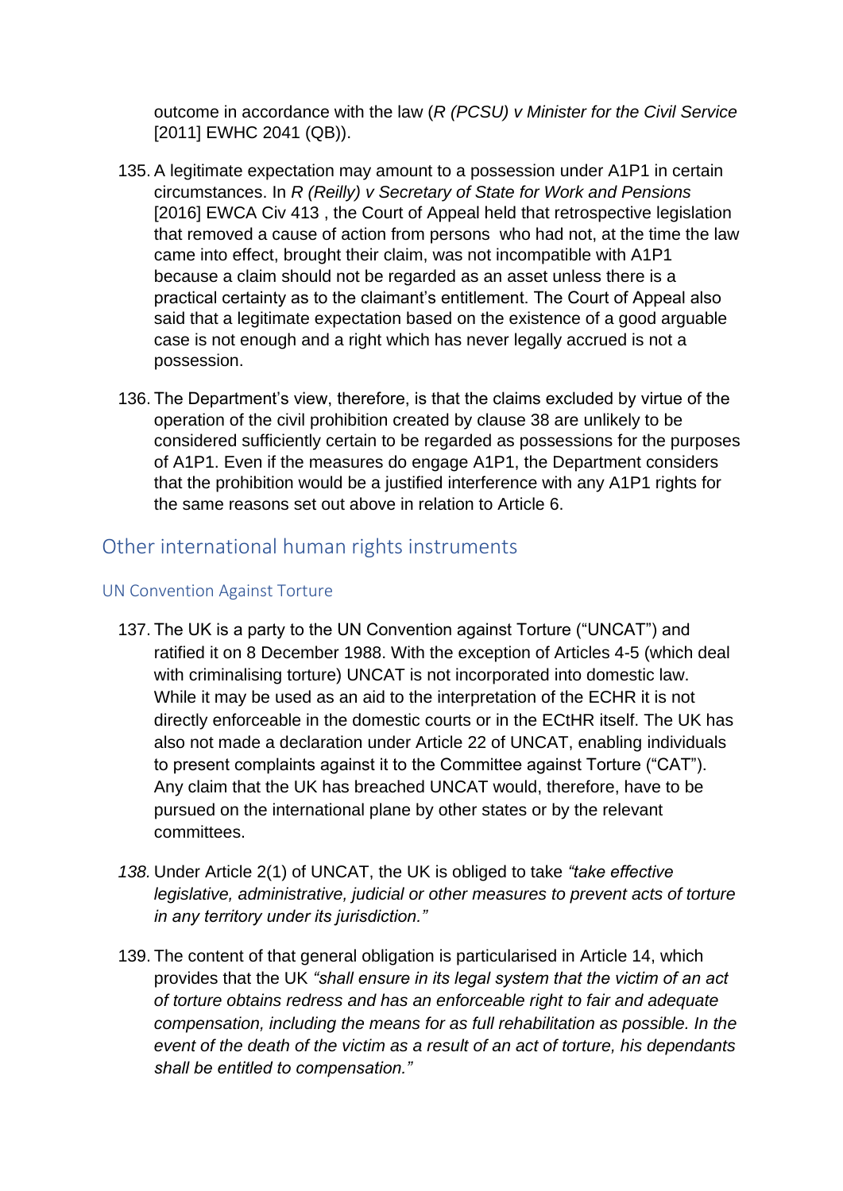outcome in accordance with the law (*R (PCSU) v Minister for the Civil Service* [2011] EWHC 2041 (QB)).

135. A legitimate expectation may amount to a possession under A1P1 in certain circumstances. In *R (Reilly) v Secretary of State for Work and Pensions* [2016] EWCA Civ 413 , the Court of Appeal held that retrospective legislation that removed a cause of action from persons who had not, at the time the law came into effect, brought their claim, was not incompatible with A1P1 because a claim should not be regarded as an asset unless there is a practical certainty as to the claimant's entitlement. The Court of Appeal also said that a legitimate expectation based on the existence of a good arguable case is not enough and a right which has never legally accrued is not a possession.

136. The Department's view, therefore, is that the claims excluded by virtue of the operation of the civil prohibition created by clause 38 are unlikely to be considered sufficiently certain to be regarded as possessions for the purposes of A1P1. Even if the measures do engage A1P1, the Department considers that the prohibition would be a justified interference with any A1P1 rights for the same reasons set out above in relation to Article 6.

## Other international human rights instruments

### UN Convention Against Torture

137. The UK is a party to the UN Convention against Torture ("UNCAT") and ratified it on 8 December 1988. With the exception of Articles 4-5 (which deal with criminalising torture) UNCAT is not incorporated into domestic law. While it may be used as an aid to the interpretation of the ECHR it is not directly enforceable in the domestic courts or in the ECtHR itself. The UK has also not made a declaration under Article 22 of UNCAT, enabling individuals to present complaints against it to the Committee against Torture ("CAT"). Any claim that the UK has breached UNCAT would, therefore, have to be pursued on the international plane by other states or by the relevant committees.

*138.* Under Article 2(1) of UNCAT, the UK is obliged to take *"take effective legislative, administrative, judicial or other measures to prevent acts of torture in any territory under its jurisdiction."*

139. The content of that general obligation is particularised in Article 14, which provides that the UK *"shall ensure in its legal system that the victim of an act of torture obtains redress and has an enforceable right to fair and adequate compensation, including the means for as full rehabilitation as possible. In the event of the death of the victim as a result of an act of torture, his dependants shall be entitled to compensation."*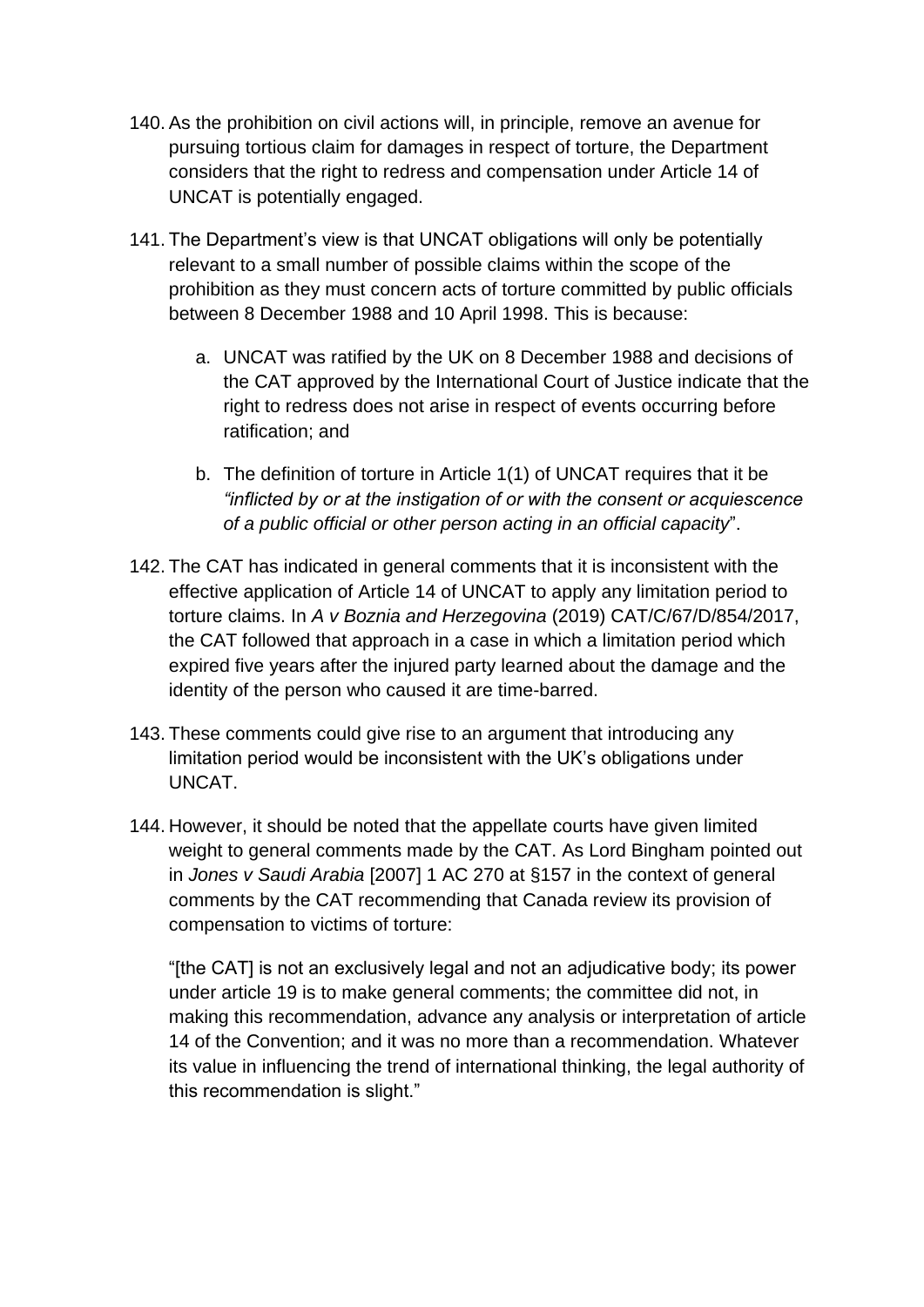140. As the prohibition on civil actions will, in principle, remove an avenue for pursuing tortious claim for damages in respect of torture, the Department considers that the right to redress and compensation under Article 14 of UNCAT is potentially engaged.

141. The Department's view is that UNCAT obligations will only be potentially relevant to a small number of possible claims within the scope of the prohibition as they must concern acts of torture committed by public officials between 8 December 1988 and 10 April 1998. This is because:

    a. UNCAT was ratified by the UK on 8 December 1988 and decisions of the CAT approved by the International Court of Justice indicate that the right to redress does not arise in respect of events occurring before ratification; and

    b. The definition of torture in Article 1(1) of UNCAT requires that it be *"inflicted by or at the instigation of or with the consent or acquiescence of a public official or other person acting in an official capacity*".

142. The CAT has indicated in general comments that it is inconsistent with the effective application of Article 14 of UNCAT to apply any limitation period to torture claims. In *A v Boznia and Herzegovina* (2019) CAT/C/67/D/854/2017, the CAT followed that approach in a case in which a limitation period which expired five years after the injured party learned about the damage and the identity of the person who caused it are time-barred.

143. These comments could give rise to an argument that introducing any limitation period would be inconsistent with the UK's obligations under UNCAT.

144. However, it should be noted that the appellate courts have given limited weight to general comments made by the CAT. As Lord Bingham pointed out in *Jones v Saudi Arabia* [2007] 1 AC 270 at §157 in the context of general comments by the CAT recommending that Canada review its provision of compensation to victims of torture:

    "[the CAT] is not an exclusively legal and not an adjudicative body; its power under article 19 is to make general comments; the committee did not, in making this recommendation, advance any analysis or interpretation of article 14 of the Convention; and it was no more than a recommendation. Whatever its value in influencing the trend of international thinking, the legal authority of this recommendation is slight."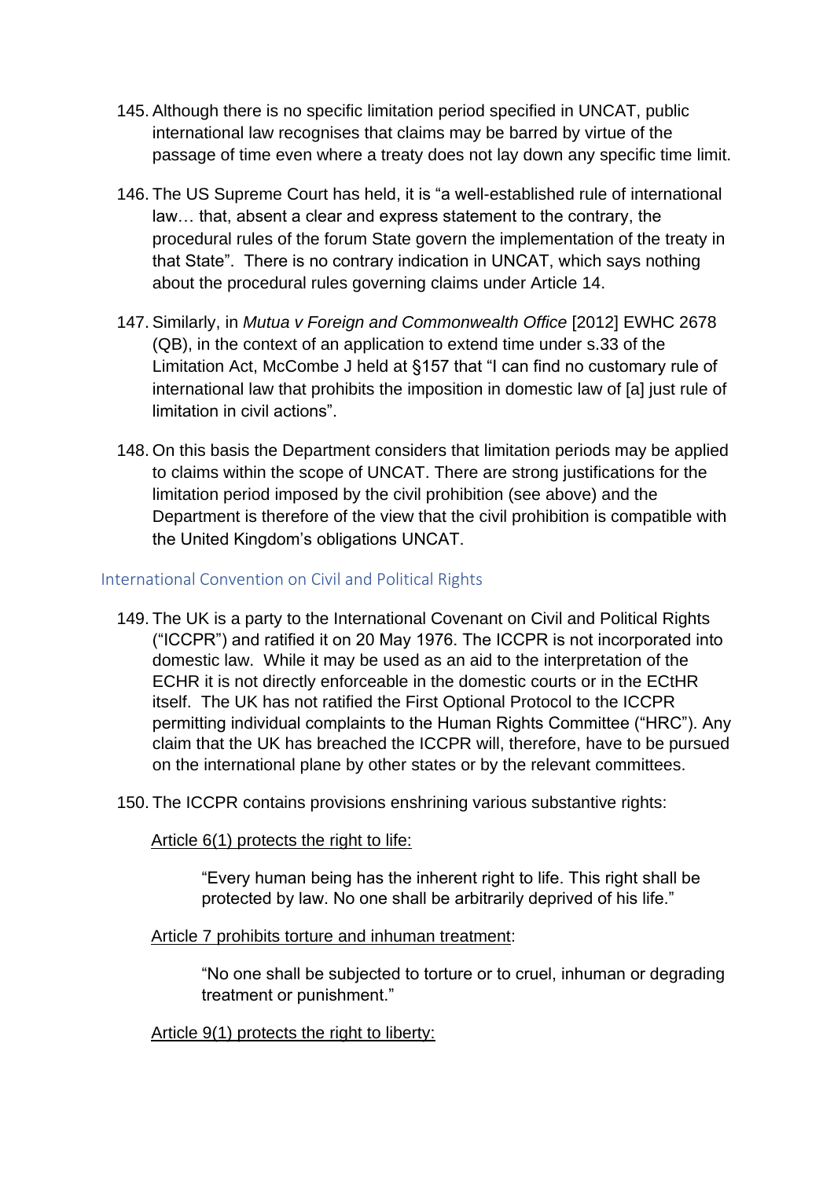145. Although there is no specific limitation period specified in UNCAT, public international law recognises that claims may be barred by virtue of the passage of time even where a treaty does not lay down any specific time limit.

146. The US Supreme Court has held, it is "a well-established rule of international law… that, absent a clear and express statement to the contrary, the procedural rules of the forum State govern the implementation of the treaty in that State". There is no contrary indication in UNCAT, which says nothing about the procedural rules governing claims under Article 14.

147. Similarly, in *Mutua v Foreign and Commonwealth Office* [2012] EWHC 2678 (QB), in the context of an application to extend time under s.33 of the Limitation Act, McCombe J held at §157 that "I can find no customary rule of international law that prohibits the imposition in domestic law of [a] just rule of limitation in civil actions".

148. On this basis the Department considers that limitation periods may be applied to claims within the scope of UNCAT. There are strong justifications for the limitation period imposed by the civil prohibition (see above) and the Department is therefore of the view that the civil prohibition is compatible with the United Kingdom's obligations UNCAT.

## International Convention on Civil and Political Rights

149. The UK is a party to the International Covenant on Civil and Political Rights ("ICCPR") and ratified it on 20 May 1976. The ICCPR is not incorporated into domestic law. While it may be used as an aid to the interpretation of the ECHR it is not directly enforceable in the domestic courts or in the ECtHR itself. The UK has not ratified the First Optional Protocol to the ICCPR permitting individual complaints to the Human Rights Committee ("HRC"). Any claim that the UK has breached the ICCPR will, therefore, have to be pursued on the international plane by other states or by the relevant committees.

150. The ICCPR contains provisions enshrining various substantive rights:

<u>Article 6(1) protects the right to life:</u>

> "Every human being has the inherent right to life. This right shall be protected by law. No one shall be arbitrarily deprived of his life."

<u>Article 7 prohibits torture and inhuman treatment</u>:

> "No one shall be subjected to torture or to cruel, inhuman or degrading treatment or punishment."

<u>Article 9(1) protects the right to liberty:</u>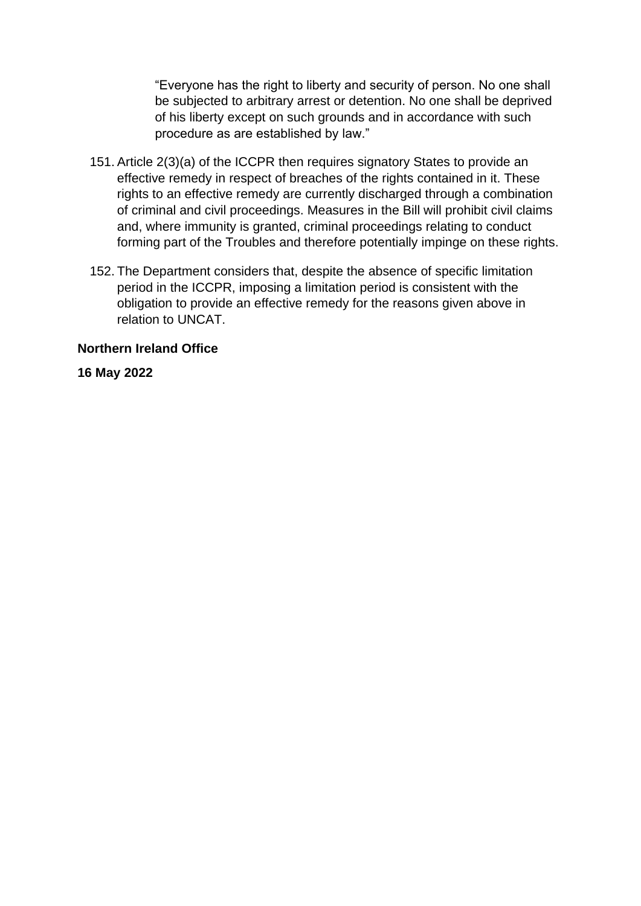> "Everyone has the right to liberty and security of person. No one shall be subjected to arbitrary arrest or detention. No one shall be deprived of his liberty except on such grounds and in accordance with such procedure as are established by law."

151. Article 2(3)(a) of the ICCPR then requires signatory States to provide an effective remedy in respect of breaches of the rights contained in it. These rights to an effective remedy are currently discharged through a combination of criminal and civil proceedings. Measures in the Bill will prohibit civil claims and, where immunity is granted, criminal proceedings relating to conduct forming part of the Troubles and therefore potentially impinge on these rights.

152. The Department considers that, despite the absence of specific limitation period in the ICCPR, imposing a limitation period is consistent with the obligation to provide an effective remedy for the reasons given above in relation to UNCAT.

**Northern Ireland Office**

**16 May 2022**